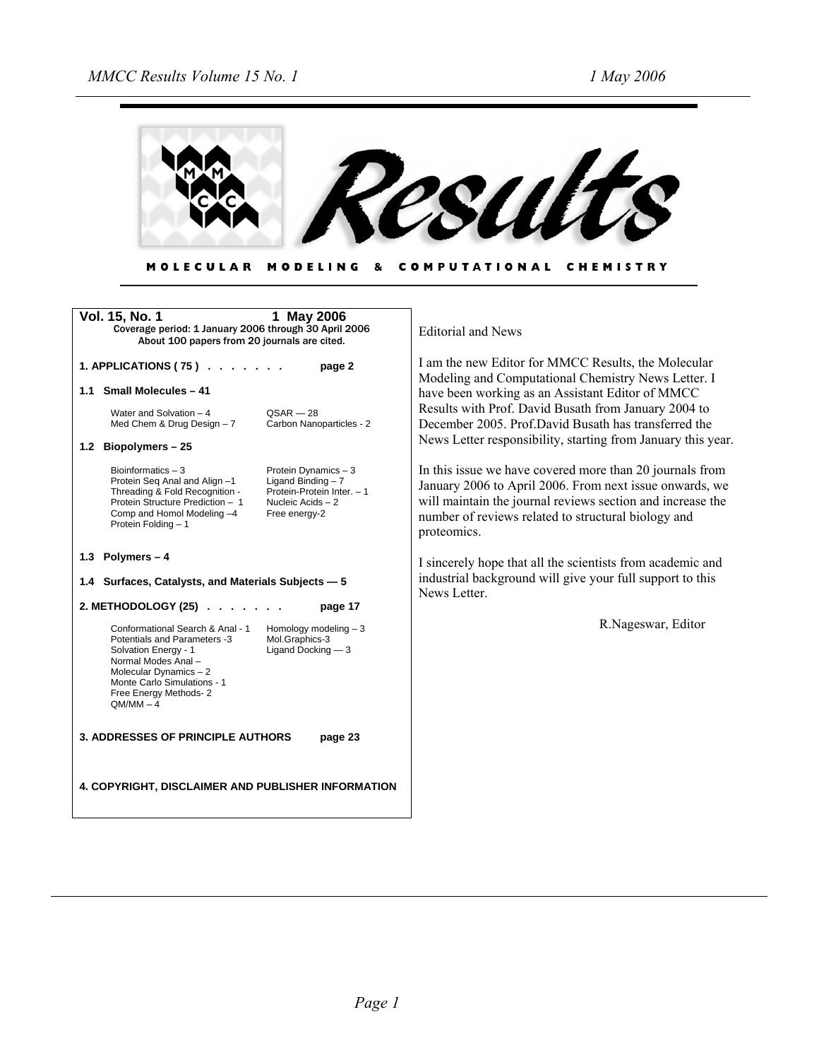# Results

**MOLECULAR MODELING & COMPUTATIONAL CHEMISTRY**

**Vol. 15, No. 1 — 1 May 2006**

**Coverage period: 1 January 2006 through 30 April 2006**
**About 100 papers from 20 journals are cited.**

**1. APPLICATIONS ( 75 ) . . . . . . . page 2**

**1.1 Small Molecules – 41**

- Water and Solvation – 4
- QSAR — 28
- Med Chem & Drug Design – 7
- Carbon Nanoparticles - 2

**1.2 Biopolymers – 25**

- Bioinformatics – 3
- Protein Dynamics – 3
- Protein Seq Anal and Align –1
- Ligand Binding – 7
- Threading & Fold Recognition -
- Protein-Protein Inter. – 1
- Protein Structure Prediction – 1
- Nucleic Acids – 2
- Comp and Homol Modeling –4
- Free energy-2
- Protein Folding – 1

**1.3 Polymers – 4**

**1.4 Surfaces, Catalysts, and Materials Subjects — 5**

**2. METHODOLOGY (25) . . . . . . . page 17**

- Conformational Search & Anal - 1
- Homology modeling – 3
- Potentials and Parameters -3
- Mol.Graphics-3
- Solvation Energy - 1
- Ligand Docking — 3
- Normal Modes Anal –
- Molecular Dynamics – 2
- Monte Carlo Simulations - 1
- Free Energy Methods- 2
- QM/MM – 4

**3. ADDRESSES OF PRINCIPLE AUTHORS page 23**

**4. COPYRIGHT, DISCLAIMER AND PUBLISHER INFORMATION**

## Editorial and News

I am the new Editor for MMCC Results, the Molecular Modeling and Computational Chemistry News Letter. I have been working as an Assistant Editor of MMCC Results with Prof. David Busath from January 2004 to December 2005. Prof.David Busath has transferred the News Letter responsibility, starting from January this year.

In this issue we have covered more than 20 journals from January 2006 to April 2006. From next issue onwards, we will maintain the journal reviews section and increase the number of reviews related to structural biology and proteomics.

I sincerely hope that all the scientists from academic and industrial background will give your full support to this News Letter.

R.Nageswar, Editor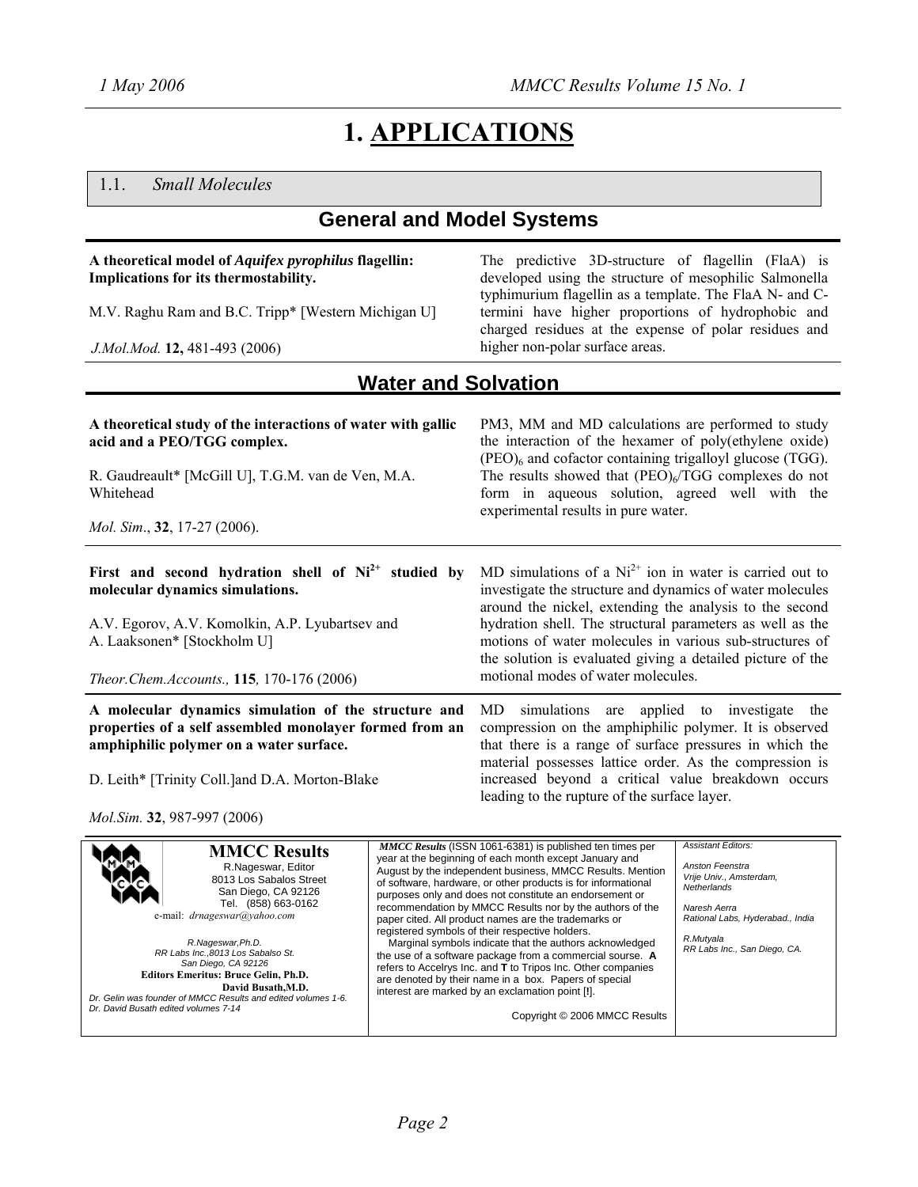# 1. APPLICATIONS

## 1.1. *Small Molecules*

### General and Model Systems

**A theoretical model of *Aquifex pyrophilus* flagellin: Implications for its thermostability.**

M.V. Raghu Ram and B.C. Tripp* [Western Michigan U]

*J.Mol.Mod.* **12,** 481-493 (2006)

The predictive 3D-structure of flagellin (FlaA) is developed using the structure of mesophilic Salmonella typhimurium flagellin as a template. The FlaA N- and C-termini have higher proportions of hydrophobic and charged residues at the expense of polar residues and higher non-polar surface areas.

### Water and Solvation

**A theoretical study of the interactions of water with gallic acid and a PEO/TGG complex.**

R. Gaudreault* [McGill U], T.G.M. van de Ven, M.A. Whitehead

*Mol. Sim.*, **32**, 17-27 (2006).

PM3, MM and MD calculations are performed to study the interaction of the hexamer of poly(ethylene oxide) $(PEO)_6$ and cofactor containing trigalloyl glucose (TGG). The results showed that $(PEO)_6$/TGG complexes do not form in aqueous solution, agreed well with the experimental results in pure water.

---

**First and second hydration shell of $Ni^{2+}$ studied by molecular dynamics simulations.**

A.V. Egorov, A.V. Komolkin, A.P. Lyubartsev and A. Laaksonen* [Stockholm U]

*Theor.Chem.Accounts.,* **115***,* 170-176 (2006)

MD simulations of a $Ni^{2+}$ ion in water is carried out to investigate the structure and dynamics of water molecules around the nickel, extending the analysis to the second hydration shell. The structural parameters as well as the motions of water molecules in various sub-structures of the solution is evaluated giving a detailed picture of the motional modes of water molecules.

---

**A molecular dynamics simulation of the structure and properties of a self assembled monolayer formed from an amphiphilic polymer on a water surface.**

D. Leith* [Trinity Coll.]and D.A. Morton-Blake

*Mol.Sim.* **32**, 987-997 (2006)

MD simulations are applied to investigate the compression on the amphiphilic polymer. It is observed that there is a range of surface pressures in which the material possesses lattice order. As the compression is increased beyond a critical value breakdown occurs leading to the rupture of the surface layer.

---

**MMCC Results**
R.Nageswar, Editor
8013 Los Sabalos Street
San Diego, CA 92126
Tel. (858) 663-0162
e-mail: *drnageswar@yahoo.com*

*R.Nageswar,Ph.D.*
*RR Labs Inc.,8013 Los Sabalso St.*
*San Diego, CA 92126*
**Editors Emeritus: Bruce Gelin, Ph.D.**
**David Busath,M.D.**
*Dr. Gelin was founder of MMCC Results and edited volumes 1-6.*
*Dr. David Busath edited volumes 7-14*

***MMCC Results*** (ISSN 1061-6381) is published ten times per year at the beginning of each month except January and August by the independent business, MMCC Results. Mention of software, hardware, or other products is for informational purposes only and does not constitute an endorsement or recommendation by MMCC Results nor by the authors of the paper cited. All product names are the trademarks or registered symbols of their respective holders.
Marginal symbols indicate that the authors acknowledged the use of a software package from a commercial sourse. **A** refers to Accelrys Inc. and **T** to Tripos Inc. Other companies are denoted by their name in a box. Papers of special interest are marked by an exclamation point [**!**].

Copyright © 2006 MMCC Results

*Assistant Editors:*

*Anston Feenstra*
*Vrije Univ., Amsterdam, Netherlands*

*Naresh Aerra*
*Rational Labs, Hyderabad., India*

*R.Mutyala*
*RR Labs Inc., San Diego, CA.*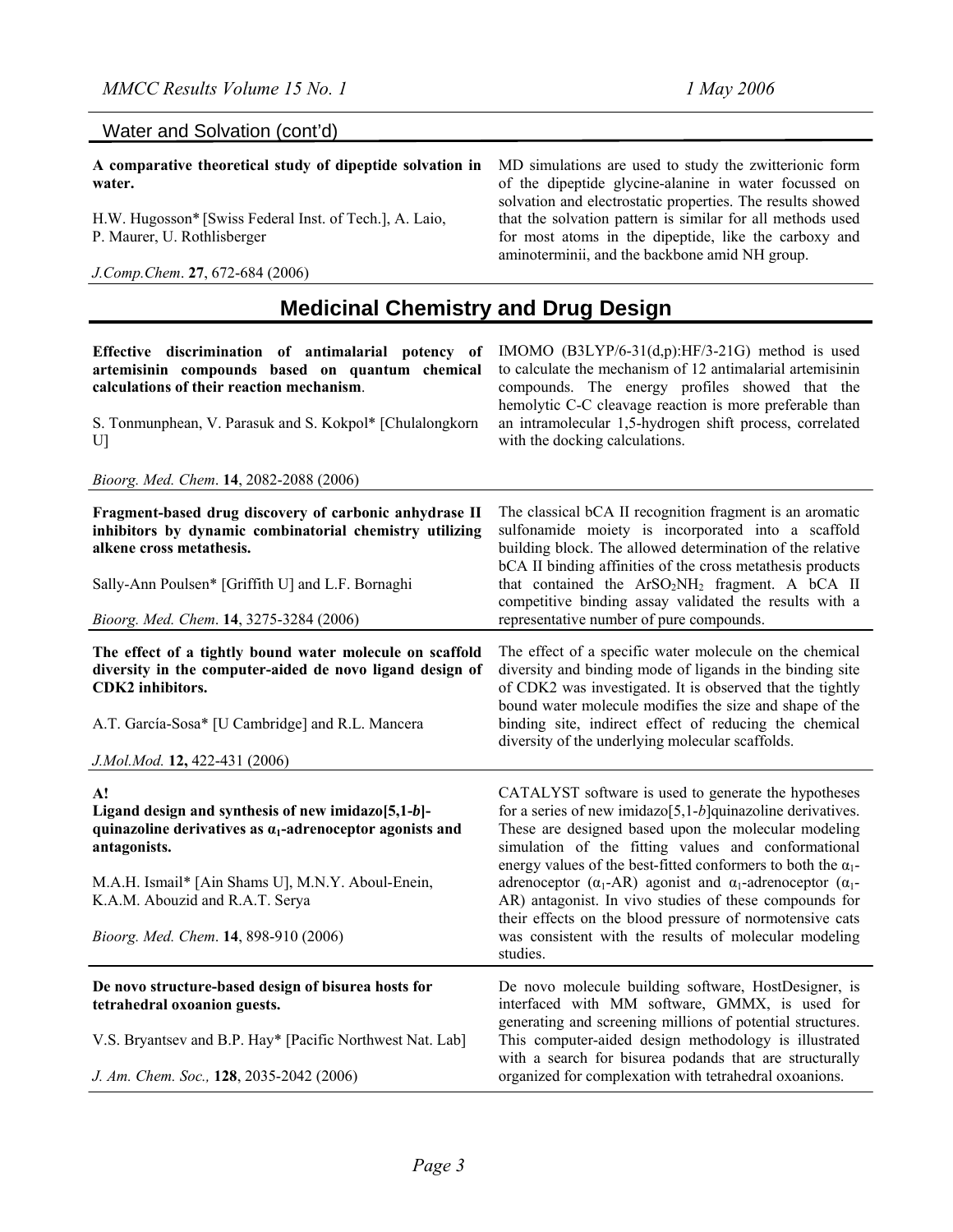## Water and Solvation (cont'd)

**A comparative theoretical study of dipeptide solvation in water.**

H.W. Hugosson* [Swiss Federal Inst. of Tech.], A. Laio, P. Maurer, U. Rothlisberger

*J.Comp.Chem*. **27**, 672-684 (2006)

MD simulations are used to study the zwitterionic form of the dipeptide glycine-alanine in water focussed on solvation and electrostatic properties. The results showed that the solvation pattern is similar for all methods used for most atoms in the dipeptide, like the carboxy and aminoterminii, and the backbone amid NH group.

# Medicinal Chemistry and Drug Design

**Effective discrimination of antimalarial potency of artemisinin compounds based on quantum chemical calculations of their reaction mechanism**.

S. Tonmunphean, V. Parasuk and S. Kokpol* [Chulalongkorn U]

*Bioorg. Med. Chem*. **14**, 2082-2088 (2006)

IMOMO (B3LYP/6-31(d,p):HF/3-21G) method is used to calculate the mechanism of 12 antimalarial artemisinin compounds. The energy profiles showed that the hemolytic C-C cleavage reaction is more preferable than an intramolecular 1,5-hydrogen shift process, correlated with the docking calculations.

---

**Fragment-based drug discovery of carbonic anhydrase II inhibitors by dynamic combinatorial chemistry utilizing alkene cross metathesis.**

Sally-Ann Poulsen* [Griffith U] and L.F. Bornaghi

*Bioorg. Med. Chem*. **14**, 3275-3284 (2006)

The classical bCA II recognition fragment is an aromatic sulfonamide moiety is incorporated into a scaffold building block. The allowed determination of the relative bCA II binding affinities of the cross metathesis products that contained the $ArSO_2NH_2$ fragment. A bCA II competitive binding assay validated the results with a representative number of pure compounds.

---

**The effect of a tightly bound water molecule on scaffold diversity in the computer-aided de novo ligand design of CDK2 inhibitors.**

A.T. García-Sosa* [U Cambridge] and R.L. Mancera

*J.Mol.Mod.* **12,** 422-431 (2006)

The effect of a specific water molecule on the chemical diversity and binding mode of ligands in the binding site of CDK2 was investigated. It is observed that the tightly bound water molecule modifies the size and shape of the binding site, indirect effect of reducing the chemical diversity of the underlying molecular scaffolds.

---

**A!**
**Ligand design and synthesis of new imidazo[5,1-*b*]-quinazoline derivatives as $\alpha_1$-adrenoceptor agonists and antagonists.**

M.A.H. Ismail* [Ain Shams U], M.N.Y. Aboul-Enein, K.A.M. Abouzid and R.A.T. Serya

*Bioorg. Med. Chem*. **14**, 898-910 (2006)

CATALYST software is used to generate the hypotheses for a series of new imidazo[5,1-*b*]quinazoline derivatives. These are designed based upon the molecular modeling simulation of the fitting values and conformational energy values of the best-fitted conformers to both the $\alpha_1$-adrenoceptor ($\alpha_1$-AR) agonist and $\alpha_1$-adrenoceptor ($\alpha_1$-AR) antagonist. In vivo studies of these compounds for their effects on the blood pressure of normotensive cats was consistent with the results of molecular modeling studies.

---

**De novo structure-based design of bisurea hosts for tetrahedral oxoanion guests.**

V.S. Bryantsev and B.P. Hay* [Pacific Northwest Nat. Lab]

*J. Am. Chem. Soc.,* **128**, 2035-2042 (2006)

De novo molecule building software, HostDesigner, is interfaced with MM software, GMMX, is used for generating and screening millions of potential structures. This computer-aided design methodology is illustrated with a search for bisurea podands that are structurally organized for complexation with tetrahedral oxoanions.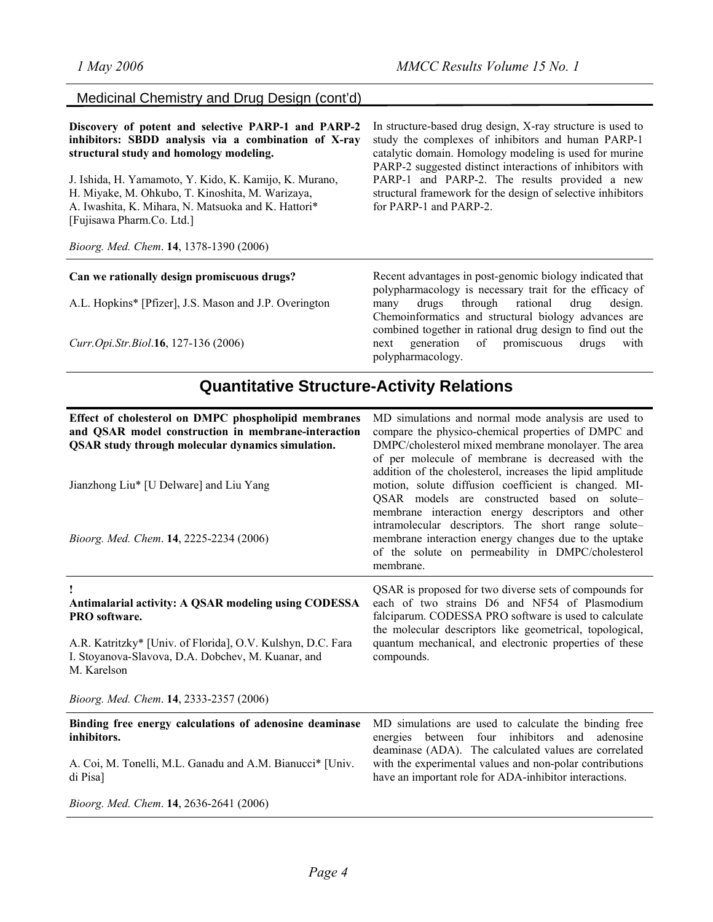## Medicinal Chemistry and Drug Design (cont'd)

**Discovery of potent and selective PARP-1 and PARP-2 inhibitors: SBDD analysis via a combination of X-ray structural study and homology modeling.**

J. Ishida, H. Yamamoto, Y. Kido, K. Kamijo, K. Murano, H. Miyake, M. Ohkubo, T. Kinoshita, M. Warizaya, A. Iwashita, K. Mihara, N. Matsuoka and K. Hattori* [Fujisawa Pharm.Co. Ltd.]

*Bioorg. Med. Chem*. **14**, 1378-1390 (2006)

In structure-based drug design, X-ray structure is used to study the complexes of inhibitors and human PARP-1 catalytic domain. Homology modeling is used for murine PARP-2 suggested distinct interactions of inhibitors with PARP-1 and PARP-2. The results provided a new structural framework for the design of selective inhibitors for PARP-1 and PARP-2.

---

**Can we rationally design promiscuous drugs?**

A.L. Hopkins* [Pfizer], J.S. Mason and J.P. Overington

*Curr.Opi.Str.Biol*.**16**, 127-136 (2006)

Recent advantages in post-genomic biology indicated that polypharmacology is necessary trait for the efficacy of many drugs through rational drug design. Chemoinformatics and structural biology advances are combined together in rational drug design to find out the next generation of promiscuous drugs with polypharmacology.

---

# Quantitative Structure-Activity Relations

**Effect of cholesterol on DMPC phospholipid membranes and QSAR model construction in membrane-interaction QSAR study through molecular dynamics simulation.**

Jianzhong Liu* [U Delware] and Liu Yang

*Bioorg. Med. Chem*. **14**, 2225-2234 (2006)

MD simulations and normal mode analysis are used to compare the physico-chemical properties of DMPC and DMPC/cholesterol mixed membrane monolayer. The area of per molecule of membrane is decreased with the addition of the cholesterol, increases the lipid amplitude motion, solute diffusion coefficient is changed. MI-QSAR models are constructed based on solute–membrane interaction energy descriptors and other intramolecular descriptors. The short range solute–membrane interaction energy changes due to the uptake of the solute on permeability in DMPC/cholesterol membrane.

---

!
**Antimalarial activity: A QSAR modeling using CODESSA PRO software.**

A.R. Katritzky* [Univ. of Florida], O.V. Kulshyn, D.C. Fara I. Stoyanova-Slavova, D.A. Dobchev, M. Kuanar, and M. Karelson

*Bioorg. Med. Chem*. **14**, 2333-2357 (2006)

QSAR is proposed for two diverse sets of compounds for each of two strains D6 and NF54 of Plasmodium falciparum. CODESSA PRO software is used to calculate the molecular descriptors like geometrical, topological, quantum mechanical, and electronic properties of these compounds.

---

**Binding free energy calculations of adenosine deaminase inhibitors.**

A. Coi, M. Tonelli, M.L. Ganadu and A.M. Bianucci* [Univ. di Pisa]

*Bioorg. Med. Chem*. **14**, 2636-2641 (2006)

MD simulations are used to calculate the binding free energies between four inhibitors and adenosine deaminase (ADA). The calculated values are correlated with the experimental values and non-polar contributions have an important role for ADA-inhibitor interactions.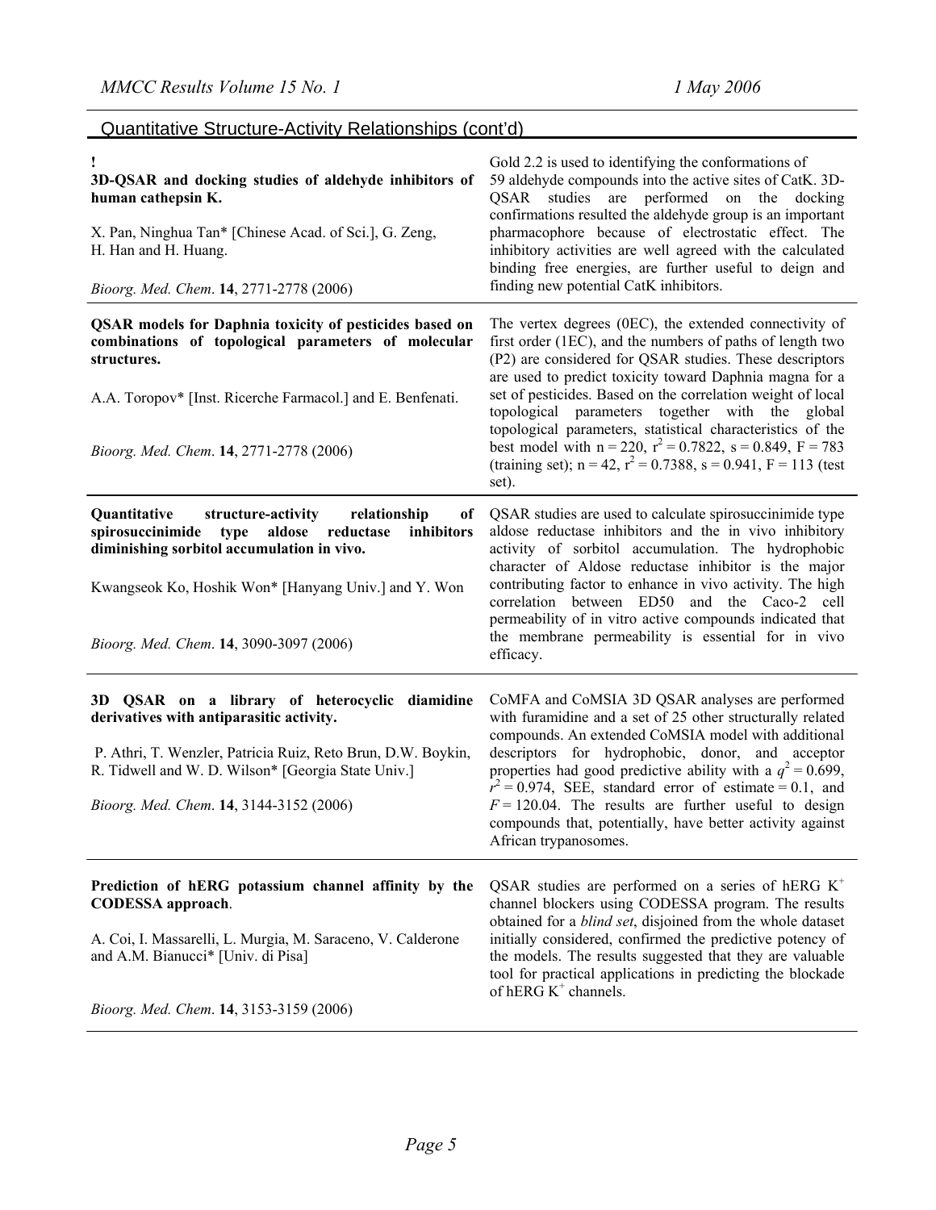## Quantitative Structure-Activity Relationships (cont'd)

| | |
|---|---|
| ! **3D-QSAR and docking studies of aldehyde inhibitors of human cathepsin K.** <br><br> X. Pan, Ninghua Tan* [Chinese Acad. of Sci.], G. Zeng, H. Han and H. Huang. <br><br> *Bioorg. Med. Chem*. **14**, 2771-2778 (2006) | Gold 2.2 is used to identifying the conformations of 59 aldehyde compounds into the active sites of CatK. 3D-QSAR studies are performed on the docking confirmations resulted the aldehyde group is an important pharmacophore because of electrostatic effect. The inhibitory activities are well agreed with the calculated binding free energies, are further useful to deign and finding new potential CatK inhibitors. |
| **QSAR models for Daphnia toxicity of pesticides based on combinations of topological parameters of molecular structures.** <br><br> A.A. Toropov* [Inst. Ricerche Farmacol.] and E. Benfenati. <br><br> *Bioorg. Med. Chem*. **14**, 2771-2778 (2006) | The vertex degrees (0EC), the extended connectivity of first order (1EC), and the numbers of paths of length two (P2) are considered for QSAR studies. These descriptors are used to predict toxicity toward Daphnia magna for a set of pesticides. Based on the correlation weight of local topological parameters together with the global topological parameters, statistical characteristics of the best model with $n = 220$, $r^2 = 0.7822$, $s = 0.849$, $F = 783$ (training set); $n = 42$, $r^2 = 0.7388$, $s = 0.941$, $F = 113$ (test set). |
| **Quantitative structure-activity relationship of spirosuccinimide type aldose reductase inhibitors diminishing sorbitol accumulation in vivo.** <br><br> Kwangseok Ko, Hoshik Won* [Hanyang Univ.] and Y. Won <br><br> *Bioorg. Med. Chem*. **14**, 3090-3097 (2006) | QSAR studies are used to calculate spirosuccinimide type aldose reductase inhibitors and the in vivo inhibitory activity of sorbitol accumulation. The hydrophobic character of Aldose reductase inhibitor is the major contributing factor to enhance in vivo activity. The high correlation between ED50 and the Caco-2 cell permeability of in vitro active compounds indicated that the membrane permeability is essential for in vivo efficacy. |
| **3D QSAR on a library of heterocyclic diamidine derivatives with antiparasitic activity.** <br><br> P. Athri, T. Wenzler, Patricia Ruiz, Reto Brun, D.W. Boykin, R. Tidwell and W. D. Wilson* [Georgia State Univ.] <br><br> *Bioorg. Med. Chem*. **14**, 3144-3152 (2006) | CoMFA and CoMSIA 3D QSAR analyses are performed with furamidine and a set of 25 other structurally related compounds. An extended CoMSIA model with additional descriptors for hydrophobic, donor, and acceptor properties had good predictive ability with a $q^2 = 0.699$, $r^2 = 0.974$, SEE, standard error of estimate = 0.1, and $F = 120.04$. The results are further useful to design compounds that, potentially, have better activity against African trypanosomes. |
| **Prediction of hERG potassium channel affinity by the CODESSA approach**. <br><br> A. Coi, I. Massarelli, L. Murgia, M. Saraceno, V. Calderone and A.M. Bianucci* [Univ. di Pisa] <br><br> *Bioorg. Med. Chem*. **14**, 3153-3159 (2006) | QSAR studies are performed on a series of hERG $K^+$ channel blockers using CODESSA program. The results obtained for a *blind set*, disjoined from the whole dataset initially considered, confirmed the predictive potency of the models. The results suggested that they are valuable tool for practical applications in predicting the blockade of hERG $K^+$ channels. |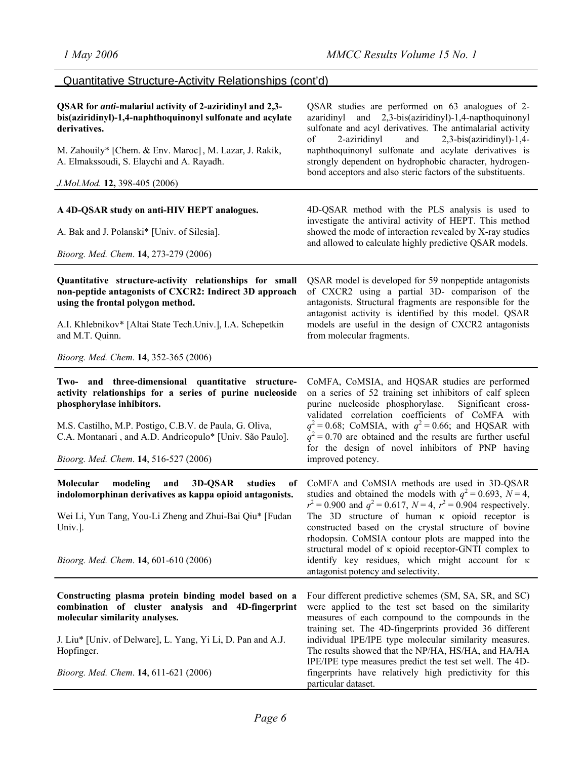## Quantitative Structure-Activity Relationships (cont'd)

**QSAR for *anti*-malarial activity of 2-aziridinyl and 2,3-bis(aziridinyl)-1,4-naphthoquinonyl sulfonate and acylate derivatives.**

M. Zahouily* [Chem. & Env. Maroc], M. Lazar, J. Rakik, A. Elmakssoudi, S. Elaychi and A. Rayadh.

*J.Mol.Mod.* **12,** 398-405 (2006)

QSAR studies are performed on 63 analogues of 2-azaridinyl and 2,3-bis(aziridinyl)-1,4-napthoquinonyl sulfonate and acyl derivatives. The antimalarial activity of 2-aziridinyl and 2,3-bis(aziridinyl)-1,4-naphthoquinonyl sulfonate and acylate derivatives is strongly dependent on hydrophobic character, hydrogen-bond acceptors and also steric factors of the substituents.

---

**A 4D-QSAR study on anti-HIV HEPT analogues.**

A. Bak and J. Polanski* [Univ. of Silesia].

*Bioorg. Med. Chem*. **14**, 273-279 (2006)

4D-QSAR method with the PLS analysis is used to investigate the antiviral activity of HEPT. This method showed the mode of interaction revealed by X-ray studies and allowed to calculate highly predictive QSAR models.

---

**Quantitative structure-activity relationships for small non-peptide antagonists of CXCR2: Indirect 3D approach using the frontal polygon method.**

A.I. Khlebnikov* [Altai State Tech.Univ.], I.A. Schepetkin and M.T. Quinn.

*Bioorg. Med. Chem*. **14**, 352-365 (2006)

QSAR model is developed for 59 nonpeptide antagonists of CXCR2 using a partial 3D- comparison of the antagonists. Structural fragments are responsible for the antagonist activity is identified by this model. QSAR models are useful in the design of CXCR2 antagonists from molecular fragments.

---

**Two- and three-dimensional quantitative structure-activity relationships for a series of purine nucleoside phosphorylase inhibitors.**

M.S. Castilho, M.P. Postigo, C.B.V. de Paula, G. Oliva, C.A. Montanari , and A.D. Andricopulo* [Univ. São Paulo].

*Bioorg. Med. Chem*. **14**, 516-527 (2006)

CoMFA, CoMSIA, and HQSAR studies are performed on a series of 52 training set inhibitors of calf spleen purine nucleoside phosphorylase. Significant cross-validated correlation coefficients of CoMFA with $q^2 = 0.68$; CoMSIA, with $q^2 = 0.66$; and HQSAR with $q^2 = 0.70$ are obtained and the results are further useful for the design of novel inhibitors of PNP having improved potency.

---

**Molecular modeling and 3D-QSAR studies of indolomorphinan derivatives as kappa opioid antagonists.**

Wei Li, Yun Tang, You-Li Zheng and Zhui-Bai Qiu* [Fudan Univ.].

*Bioorg. Med. Chem*. **14**, 601-610 (2006)

CoMFA and CoMSIA methods are used in 3D-QSAR studies and obtained the models with $q^2 = 0.693$, $N = 4$, $r^2 = 0.900$ and $q^2 = 0.617$, $N = 4$, $r^2 = 0.904$ respectively. The 3D structure of human κ opioid receptor is constructed based on the crystal structure of bovine rhodopsin. CoMSIA contour plots are mapped into the structural model of κ opioid receptor-GNTI complex to identify key residues, which might account for κ antagonist potency and selectivity.

---

**Constructing plasma protein binding model based on a combination of cluster analysis and 4D-fingerprint molecular similarity analyses.**

J. Liu* [Univ. of Delware], L. Yang, Yi Li, D. Pan and A.J. Hopfinger.

*Bioorg. Med. Chem*. **14**, 611-621 (2006)

Four different predictive schemes (SM, SA, SR, and SC) were applied to the test set based on the similarity measures of each compound to the compounds in the training set. The 4D-fingerprints provided 36 different individual IPE/IPE type molecular similarity measures. The results showed that the NP/HA, HS/HA, and HA/HA IPE/IPE type measures predict the test set well. The 4D-fingerprints have relatively high predictivity for this particular dataset.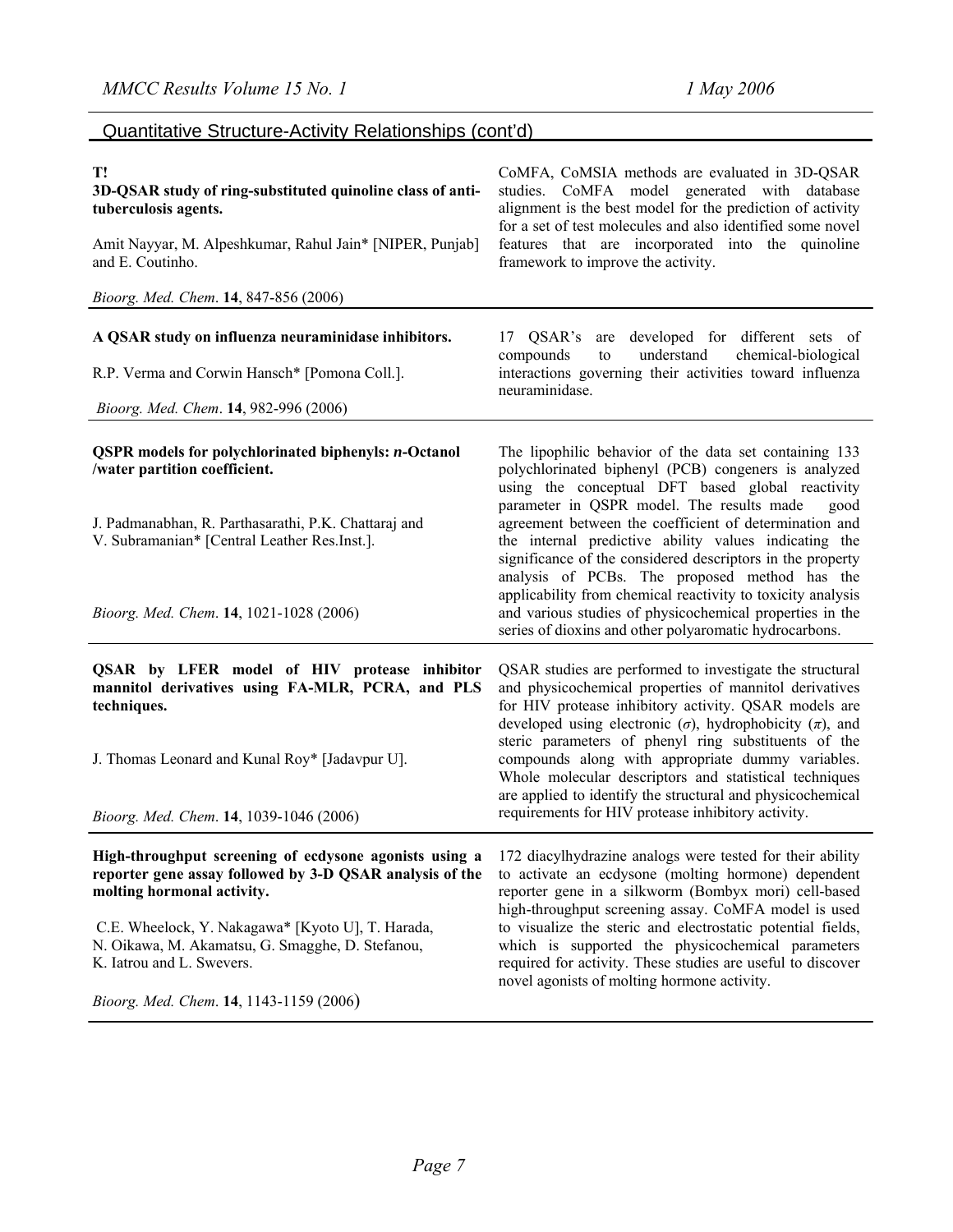## Quantitative Structure-Activity Relationships (cont'd)

**T!**
**3D-QSAR study of ring-substituted quinoline class of anti-tuberculosis agents.**

Amit Nayyar, M. Alpeshkumar, Rahul Jain* [NIPER, Punjab] and E. Coutinho.

*Bioorg. Med. Chem*. **14**, 847-856 (2006)

CoMFA, CoMSIA methods are evaluated in 3D-QSAR studies. CoMFA model generated with database alignment is the best model for the prediction of activity for a set of test molecules and also identified some novel features that are incorporated into the quinoline framework to improve the activity.

---

**A QSAR study on influenza neuraminidase inhibitors.**

R.P. Verma and Corwin Hansch* [Pomona Coll.].

*Bioorg. Med. Chem*. **14**, 982-996 (2006)

17 QSAR's are developed for different sets of compounds to understand chemical-biological interactions governing their activities toward influenza neuraminidase.

---

**QSPR models for polychlorinated biphenyls: *n*-Octanol /water partition coefficient.**

J. Padmanabhan, R. Parthasarathi, P.K. Chattaraj and V. Subramanian* [Central Leather Res.Inst.].

*Bioorg. Med. Chem*. **14**, 1021-1028 (2006)

The lipophilic behavior of the data set containing 133 polychlorinated biphenyl (PCB) congeners is analyzed using the conceptual DFT based global reactivity parameter in QSPR model. The results made good agreement between the coefficient of determination and the internal predictive ability values indicating the significance of the considered descriptors in the property analysis of PCBs. The proposed method has the applicability from chemical reactivity to toxicity analysis and various studies of physicochemical properties in the series of dioxins and other polyaromatic hydrocarbons.

---

**QSAR by LFER model of HIV protease inhibitor mannitol derivatives using FA-MLR, PCRA, and PLS techniques.**

J. Thomas Leonard and Kunal Roy* [Jadavpur U].

*Bioorg. Med. Chem*. **14**, 1039-1046 (2006)

QSAR studies are performed to investigate the structural and physicochemical properties of mannitol derivatives for HIV protease inhibitory activity. QSAR models are developed using electronic ($\sigma$), hydrophobicity ($\pi$), and steric parameters of phenyl ring substituents of the compounds along with appropriate dummy variables. Whole molecular descriptors and statistical techniques are applied to identify the structural and physicochemical requirements for HIV protease inhibitory activity.

---

**High-throughput screening of ecdysone agonists using a reporter gene assay followed by 3-D QSAR analysis of the molting hormonal activity.**

C.E. Wheelock, Y. Nakagawa* [Kyoto U], T. Harada, N. Oikawa, M. Akamatsu, G. Smagghe, D. Stefanou, K. Iatrou and L. Swevers.

*Bioorg. Med. Chem*. **14**, 1143-1159 (2006)

172 diacylhydrazine analogs were tested for their ability to activate an ecdysone (molting hormone) dependent reporter gene in a silkworm (Bombyx mori) cell-based high-throughput screening assay. CoMFA model is used to visualize the steric and electrostatic potential fields, which is supported the physicochemical parameters required for activity. These studies are useful to discover novel agonists of molting hormone activity.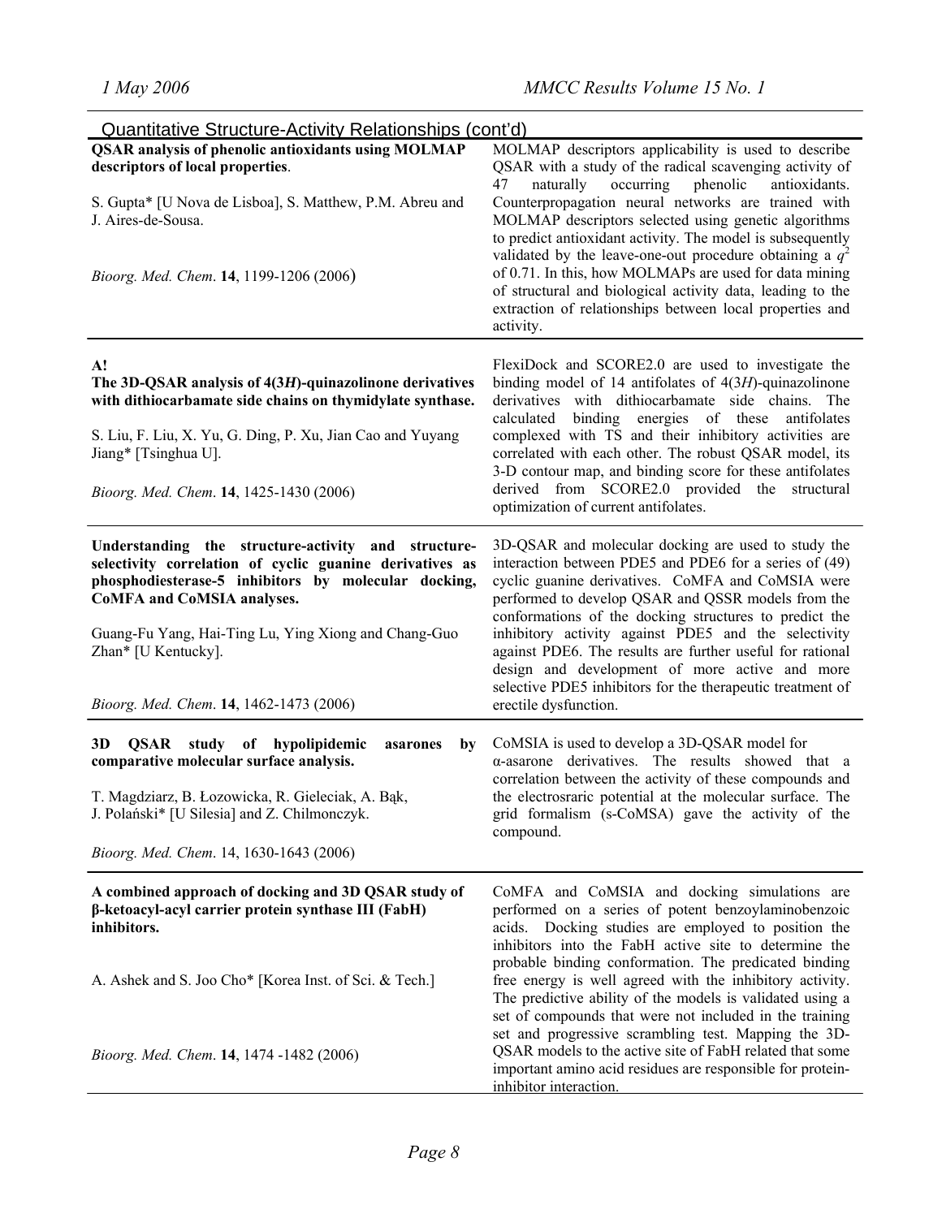## Quantitative Structure-Activity Relationships (cont'd)

| | |
|---|---|
| **QSAR analysis of phenolic antioxidants using MOLMAP descriptors of local properties**.<br><br>S. Gupta* [U Nova de Lisboa], S. Matthew, P.M. Abreu and J. Aires-de-Sousa.<br><br>*Bioorg. Med. Chem*. **14**, 1199-1206 (2006) | MOLMAP descriptors applicability is used to describe QSAR with a study of the radical scavenging activity of 47 naturally occurring phenolic antioxidants. Counterpropagation neural networks are trained with MOLMAP descriptors selected using genetic algorithms to predict antioxidant activity. The model is subsequently validated by the leave-one-out procedure obtaining a $q^2$ of 0.71. In this, how MOLMAPs are used for data mining of structural and biological activity data, leading to the extraction of relationships between local properties and activity. |
| **A!**<br>**The 3D-QSAR analysis of 4(3*H*)-quinazolinone derivatives with dithiocarbamate side chains on thymidylate synthase.**<br><br>S. Liu, F. Liu, X. Yu, G. Ding, P. Xu, Jian Cao and Yuyang Jiang* [Tsinghua U].<br><br>*Bioorg. Med. Chem*. **14**, 1425-1430 (2006) | FlexiDock and SCORE2.0 are used to investigate the binding model of 14 antifolates of 4(3*H*)-quinazolinone derivatives with dithiocarbamate side chains. The calculated binding energies of these antifolates complexed with TS and their inhibitory activities are correlated with each other. The robust QSAR model, its 3-D contour map, and binding score for these antifolates derived from SCORE2.0 provided the structural optimization of current antifolates. |
| **Understanding the structure-activity and structure-selectivity correlation of cyclic guanine derivatives as phosphodiesterase-5 inhibitors by molecular docking, CoMFA and CoMSIA analyses.**<br><br>Guang-Fu Yang, Hai-Ting Lu, Ying Xiong and Chang-Guo Zhan* [U Kentucky].<br><br>*Bioorg. Med. Chem*. **14**, 1462-1473 (2006) | 3D-QSAR and molecular docking are used to study the interaction between PDE5 and PDE6 for a series of (49) cyclic guanine derivatives. CoMFA and CoMSIA were performed to develop QSAR and QSSR models from the conformations of the docking structures to predict the inhibitory activity against PDE5 and the selectivity against PDE6. The results are further useful for rational design and development of more active and more selective PDE5 inhibitors for the therapeutic treatment of erectile dysfunction. |
| **3D QSAR study of hypolipidemic asarones by comparative molecular surface analysis.**<br><br>T. Magdziarz, B. Łozowicka, R. Gieleciak, A. Bąk, J. Polański* [U Silesia] and Z. Chilmonczyk.<br><br>*Bioorg. Med. Chem*. 14, 1630-1643 (2006) | CoMSIA is used to develop a 3D-QSAR model for α-asarone derivatives. The results showed that a correlation between the activity of these compounds and the electrosraric potential at the molecular surface. The grid formalism (s-CoMSA) gave the activity of the compound. |
| **A combined approach of docking and 3D QSAR study of β-ketoacyl-acyl carrier protein synthase III (FabH) inhibitors.**<br><br>A. Ashek and S. Joo Cho* [Korea Inst. of Sci. & Tech.]<br><br>*Bioorg. Med. Chem*. **14**, 1474 -1482 (2006) | CoMFA and CoMSIA and docking simulations are performed on a series of potent benzoylaminobenzoic acids. Docking studies are employed to position the inhibitors into the FabH active site to determine the probable binding conformation. The predicated binding free energy is well agreed with the inhibitory activity. The predictive ability of the models is validated using a set of compounds that were not included in the training set and progressive scrambling test. Mapping the 3D-QSAR models to the active site of FabH related that some important amino acid residues are responsible for protein-inhibitor interaction. |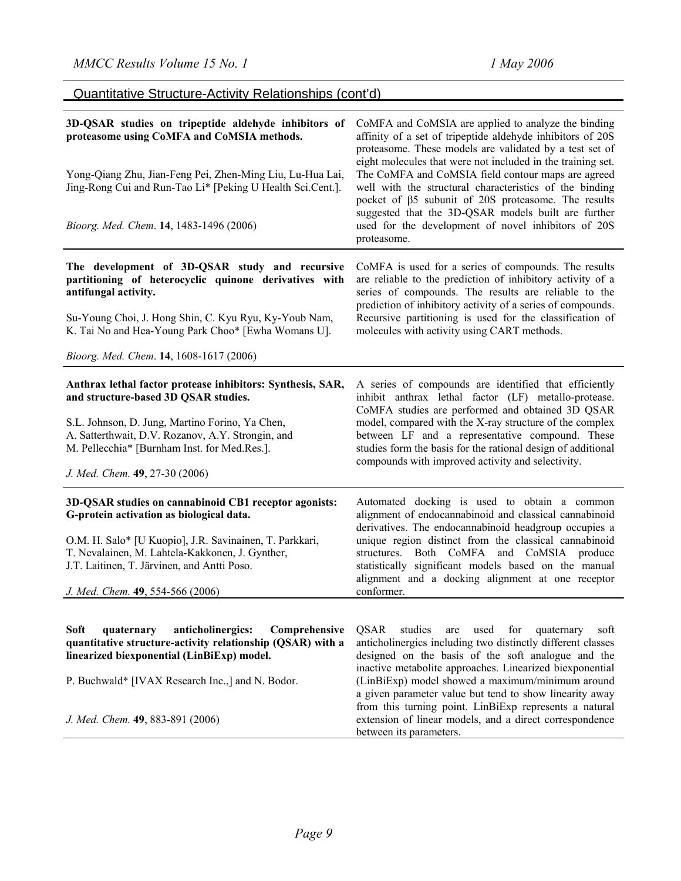## Quantitative Structure-Activity Relationships (cont'd)

**3D-QSAR studies on tripeptide aldehyde inhibitors of proteasome using CoMFA and CoMSIA methods.**

Yong-Qiang Zhu, Jian-Feng Pei, Zhen-Ming Liu, Lu-Hua Lai, Jing-Rong Cui and Run-Tao Li* [Peking U Health Sci.Cent.].

*Bioorg. Med. Chem*. **14**, 1483-1496 (2006)

CoMFA and CoMSIA are applied to analyze the binding affinity of a set of tripeptide aldehyde inhibitors of 20S proteasome. These models are validated by a test set of eight molecules that were not included in the training set. The CoMFA and CoMSIA field contour maps are agreed well with the structural characteristics of the binding pocket of β5 subunit of 20S proteasome. The results suggested that the 3D-QSAR models built are further used for the development of novel inhibitors of 20S proteasome.

---

**The development of 3D-QSAR study and recursive partitioning of heterocyclic quinone derivatives with antifungal activity.**

Su-Young Choi, J. Hong Shin, C. Kyu Ryu, Ky-Youb Nam, K. Tai No and Hea-Young Park Choo* [Ewha Womans U].

*Bioorg. Med. Chem*. **14**, 1608-1617 (2006)

CoMFA is used for a series of compounds. The results are reliable to the prediction of inhibitory activity of a series of compounds. The results are reliable to the prediction of inhibitory activity of a series of compounds. Recursive partitioning is used for the classification of molecules with activity using CART methods.

---

**Anthrax lethal factor protease inhibitors: Synthesis, SAR, and structure-based 3D QSAR studies.**

S.L. Johnson, D. Jung, Martino Forino, Ya Chen, A. Satterthwait, D.V. Rozanov, A.Y. Strongin, and M. Pellecchia* [Burnham Inst. for Med.Res.].

*J. Med. Chem.* **49**, 27-30 (2006)

A series of compounds are identified that efficiently inhibit anthrax lethal factor (LF) metallo-protease. CoMFA studies are performed and obtained 3D QSAR model, compared with the X-ray structure of the complex between LF and a representative compound. These studies form the basis for the rational design of additional compounds with improved activity and selectivity.

---

**3D-QSAR studies on cannabinoid CB1 receptor agonists: G-protein activation as biological data.**

O.M. H. Salo* [U Kuopio], J.R. Savinainen, T. Parkkari, T. Nevalainen, M. Lahtela-Kakkonen, J. Gynther, J.T. Laitinen, T. Järvinen, and Antti Poso.

*J. Med. Chem.* **49**, 554-566 (2006)

Automated docking is used to obtain a common alignment of endocannabinoid and classical cannabinoid derivatives. The endocannabinoid headgroup occupies a unique region distinct from the classical cannabinoid structures. Both CoMFA and CoMSIA produce statistically significant models based on the manual alignment and a docking alignment at one receptor conformer.

---

**Soft quaternary anticholinergics: Comprehensive quantitative structure-activity relationship (QSAR) with a linearized biexponential (LinBiExp) model.**

P. Buchwald* [IVAX Research Inc.,] and N. Bodor.

*J. Med. Chem.* **49**, 883-891 (2006)

QSAR studies are used for quaternary soft anticholinergics including two distinctly different classes designed on the basis of the soft analogue and the inactive metabolite approaches. Linearized biexponential (LinBiExp) model showed a maximum/minimum around a given parameter value but tend to show linearity away from this turning point. LinBiExp represents a natural extension of linear models, and a direct correspondence between its parameters.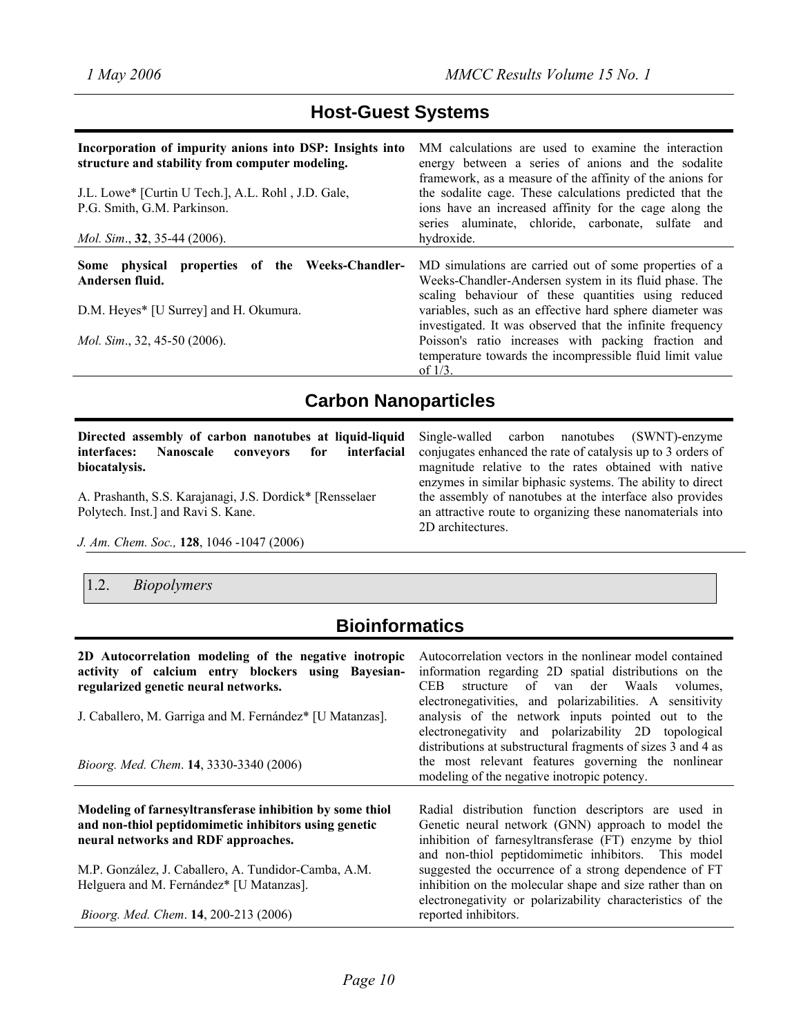## Host-Guest Systems

**Incorporation of impurity anions into DSP: Insights into structure and stability from computer modeling.**

J.L. Lowe* [Curtin U Tech.], A.L. Rohl , J.D. Gale, P.G. Smith, G.M. Parkinson.

*Mol. Sim*., **32**, 35-44 (2006).

MM calculations are used to examine the interaction energy between a series of anions and the sodalite framework, as a measure of the affinity of the anions for the sodalite cage. These calculations predicted that the ions have an increased affinity for the cage along the series aluminate, chloride, carbonate, sulfate and hydroxide.

---

**Some physical properties of the Weeks-Chandler-Andersen fluid.**

D.M. Heyes* [U Surrey] and H. Okumura.

*Mol. Sim*., 32, 45-50 (2006).

MD simulations are carried out of some properties of a Weeks-Chandler-Andersen system in its fluid phase. The scaling behaviour of these quantities using reduced variables, such as an effective hard sphere diameter was investigated. It was observed that the infinite frequency Poisson's ratio increases with packing fraction and temperature towards the incompressible fluid limit value of 1/3.

## Carbon Nanoparticles

**Directed assembly of carbon nanotubes at liquid-liquid interfaces: Nanoscale conveyors for interfacial biocatalysis.**

A. Prashanth, S.S. Karajanagi, J.S. Dordick* [Rensselaer Polytech. Inst.] and Ravi S. Kane.

*J. Am. Chem. Soc.,* **128**, 1046 -1047 (2006)

Single-walled carbon nanotubes (SWNT)-enzyme conjugates enhanced the rate of catalysis up to 3 orders of magnitude relative to the rates obtained with native enzymes in similar biphasic systems. The ability to direct the assembly of nanotubes at the interface also provides an attractive route to organizing these nanomaterials into 2D architectures.

### 1.2. *Biopolymers*

## Bioinformatics

**2D Autocorrelation modeling of the negative inotropic activity of calcium entry blockers using Bayesian-regularized genetic neural networks.**

J. Caballero, M. Garriga and M. Fernández* [U Matanzas].

*Bioorg. Med. Chem*. **14**, 3330-3340 (2006)

Autocorrelation vectors in the nonlinear model contained information regarding 2D spatial distributions on the CEB structure of van der Waals volumes, electronegativities, and polarizabilities. A sensitivity analysis of the network inputs pointed out to the electronegativity and polarizability 2D topological distributions at substructural fragments of sizes 3 and 4 as the most relevant features governing the nonlinear modeling of the negative inotropic potency.

---

**Modeling of farnesyltransferase inhibition by some thiol and non-thiol peptidomimetic inhibitors using genetic neural networks and RDF approaches.**

M.P. González, J. Caballero, A. Tundidor-Camba, A.M. Helguera and M. Fernández* [U Matanzas].

*Bioorg. Med. Chem*. **14**, 200-213 (2006)

Radial distribution function descriptors are used in Genetic neural network (GNN) approach to model the inhibition of farnesyltransferase (FT) enzyme by thiol and non-thiol peptidomimetic inhibitors. This model suggested the occurrence of a strong dependence of FT inhibition on the molecular shape and size rather than on electronegativity or polarizability characteristics of the reported inhibitors.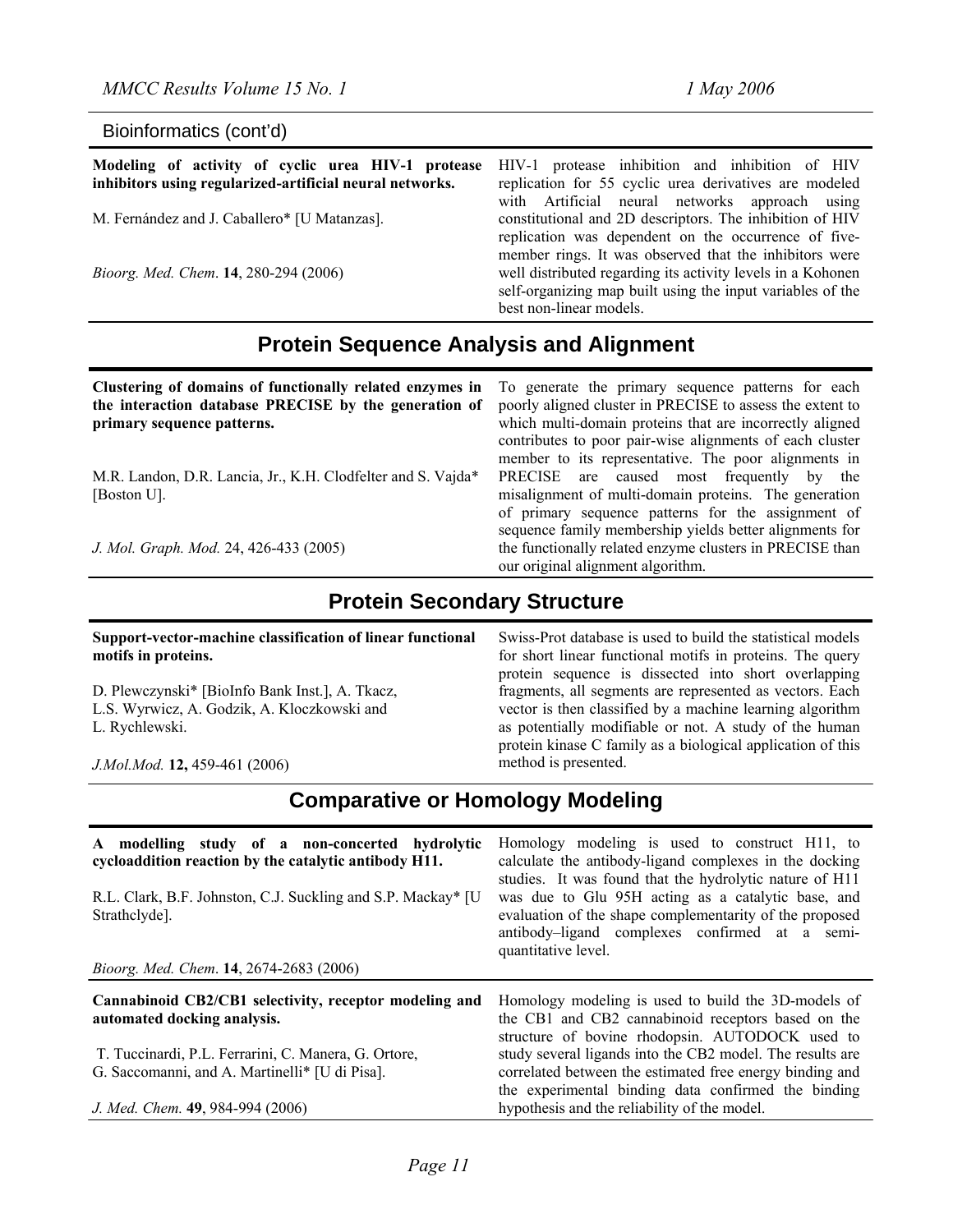Bioinformatics (cont'd)

**Modeling of activity of cyclic urea HIV-1 protease inhibitors using regularized-artificial neural networks.**

M. Fernández and J. Caballero* [U Matanzas].

*Bioorg. Med. Chem*. **14**, 280-294 (2006)

HIV-1 protease inhibition and inhibition of HIV replication for 55 cyclic urea derivatives are modeled with Artificial neural networks approach using constitutional and 2D descriptors. The inhibition of HIV replication was dependent on the occurrence of five-member rings. It was observed that the inhibitors were well distributed regarding its activity levels in a Kohonen self-organizing map built using the input variables of the best non-linear models.

## Protein Sequence Analysis and Alignment

**Clustering of domains of functionally related enzymes in the interaction database PRECISE by the generation of primary sequence patterns.**

M.R. Landon, D.R. Lancia, Jr., K.H. Clodfelter and S. Vajda* [Boston U].

*J. Mol. Graph. Mod.* 24, 426-433 (2005)

To generate the primary sequence patterns for each poorly aligned cluster in PRECISE to assess the extent to which multi-domain proteins that are incorrectly aligned contributes to poor pair-wise alignments of each cluster member to its representative. The poor alignments in PRECISE are caused most frequently by the misalignment of multi-domain proteins. The generation of primary sequence patterns for the assignment of sequence family membership yields better alignments for the functionally related enzyme clusters in PRECISE than our original alignment algorithm.

## Protein Secondary Structure

**Support-vector-machine classification of linear functional motifs in proteins.**

D. Plewczynski* [BioInfo Bank Inst.], A. Tkacz, L.S. Wyrwicz, A. Godzik, A. Kloczkowski and L. Rychlewski.

*J.Mol.Mod.* **12,** 459-461 (2006)

Swiss-Prot database is used to build the statistical models for short linear functional motifs in proteins. The query protein sequence is dissected into short overlapping fragments, all segments are represented as vectors. Each vector is then classified by a machine learning algorithm as potentially modifiable or not. A study of the human protein kinase C family as a biological application of this method is presented.

## Comparative or Homology Modeling

**A modelling study of a non-concerted hydrolytic cycloaddition reaction by the catalytic antibody H11.**

R.L. Clark, B.F. Johnston, C.J. Suckling and S.P. Mackay* [U Strathclyde].

*Bioorg. Med. Chem*. **14**, 2674-2683 (2006)

Homology modeling is used to construct H11, to calculate the antibody-ligand complexes in the docking studies. It was found that the hydrolytic nature of H11 was due to Glu 95H acting as a catalytic base, and evaluation of the shape complementarity of the proposed antibody–ligand complexes confirmed at a semi-quantitative level.

**Cannabinoid CB2/CB1 selectivity, receptor modeling and automated docking analysis.**

T. Tuccinardi, P.L. Ferrarini, C. Manera, G. Ortore, G. Saccomanni, and A. Martinelli* [U di Pisa].

*J. Med. Chem.* **49**, 984-994 (2006)

Homology modeling is used to build the 3D-models of the CB1 and CB2 cannabinoid receptors based on the structure of bovine rhodopsin. AUTODOCK used to study several ligands into the CB2 model. The results are correlated between the estimated free energy binding and the experimental binding data confirmed the binding hypothesis and the reliability of the model.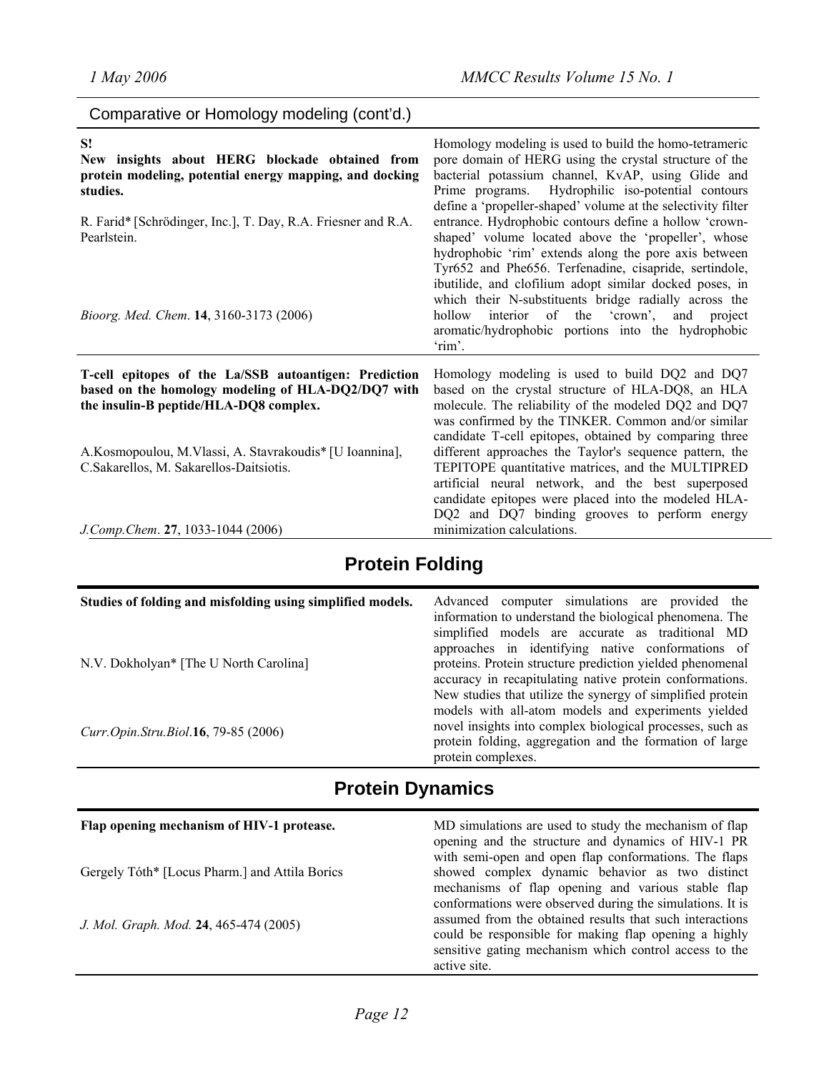## Comparative or Homology modeling (cont'd.)

| | |
|---|---|
| **S!**<br>**New insights about HERG blockade obtained from protein modeling, potential energy mapping, and docking studies.**<br><br>R. Farid* [Schrödinger, Inc.], T. Day, R.A. Friesner and R.A. Pearlstein.<br><br>*Bioorg. Med. Chem*. **14**, 3160-3173 (2006) | Homology modeling is used to build the homo-tetrameric pore domain of HERG using the crystal structure of the bacterial potassium channel, KvAP, using Glide and Prime programs. Hydrophilic iso-potential contours define a 'propeller-shaped' volume at the selectivity filter entrance. Hydrophobic contours define a hollow 'crown-shaped' volume located above the 'propeller', whose hydrophobic 'rim' extends along the pore axis between Tyr652 and Phe656. Terfenadine, cisapride, sertindole, ibutilide, and clofilium adopt similar docked poses, in which their N-substituents bridge radially across the hollow interior of the 'crown', and project aromatic/hydrophobic portions into the hydrophobic 'rim'. |
| **T-cell epitopes of the La/SSB autoantigen: Prediction based on the homology modeling of HLA-DQ2/DQ7 with the insulin-B peptide/HLA-DQ8 complex.**<br><br>A.Kosmopoulou, M.Vlassi, A. Stavrakoudis* [U Ioannina], C.Sakarellos, M. Sakarellos-Daitsiotis.<br><br>*J.Comp.Chem*. **27**, 1033-1044 (2006) | Homology modeling is used to build DQ2 and DQ7 based on the crystal structure of HLA-DQ8, an HLA molecule. The reliability of the modeled DQ2 and DQ7 was confirmed by the TINKER. Common and/or similar candidate T-cell epitopes, obtained by comparing three different approaches the Taylor's sequence pattern, the TEPITOPE quantitative matrices, and the MULTIPRED artificial neural network, and the best superposed candidate epitopes were placed into the modeled HLA-DQ2 and DQ7 binding grooves to perform energy minimization calculations. |

# Protein Folding

| | |
|---|---|
| **Studies of folding and misfolding using simplified models.**<br><br>N.V. Dokholyan* [The U North Carolina]<br><br>*Curr.Opin.Stru.Biol*.**16**, 79-85 (2006) | Advanced computer simulations are provided the information to understand the biological phenomena. The simplified models are accurate as traditional MD approaches in identifying native conformations of proteins. Protein structure prediction yielded phenomenal accuracy in recapitulating native protein conformations. New studies that utilize the synergy of simplified protein models with all-atom models and experiments yielded novel insights into complex biological processes, such as protein folding, aggregation and the formation of large protein complexes. |

# Protein Dynamics

| | |
|---|---|
| **Flap opening mechanism of HIV-1 protease.**<br><br>Gergely Tóth* [Locus Pharm.] and Attila Borics<br><br>*J. Mol. Graph. Mod.* **24**, 465-474 (2005) | MD simulations are used to study the mechanism of flap opening and the structure and dynamics of HIV-1 PR with semi-open and open flap conformations. The flaps showed complex dynamic behavior as two distinct mechanisms of flap opening and various stable flap conformations were observed during the simulations. It is assumed from the obtained results that such interactions could be responsible for making flap opening a highly sensitive gating mechanism which control access to the active site. |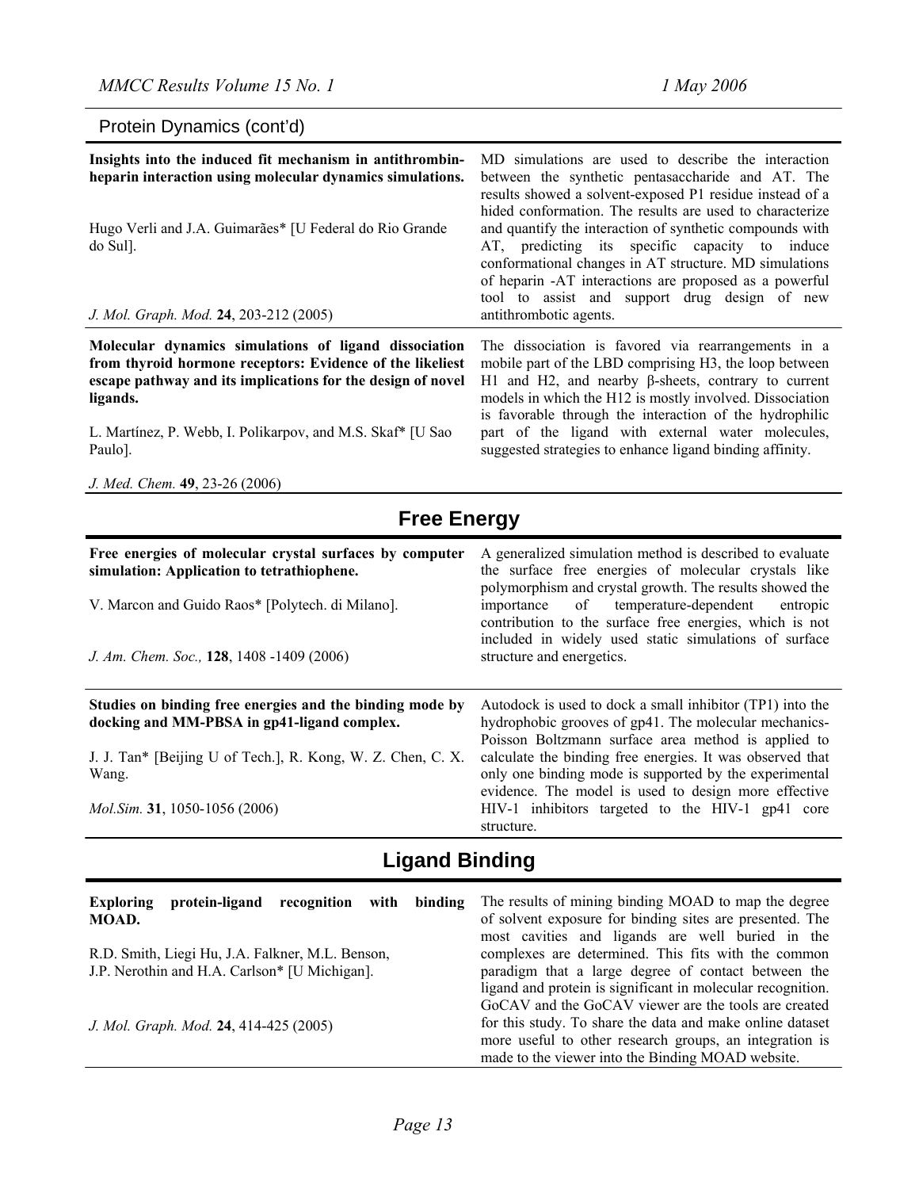## Protein Dynamics (cont'd)

| | |
|---|---|
| **Insights into the induced fit mechanism in antithrombin-heparin interaction using molecular dynamics simulations.**<br><br>Hugo Verli and J.A. Guimarães* [U Federal do Rio Grande do Sul].<br><br>*J. Mol. Graph. Mod.* **24**, 203-212 (2005) | MD simulations are used to describe the interaction between the synthetic pentasaccharide and AT. The results showed a solvent-exposed P1 residue instead of a hided conformation. The results are used to characterize and quantify the interaction of synthetic compounds with AT, predicting its specific capacity to induce conformational changes in AT structure. MD simulations of heparin -AT interactions are proposed as a powerful tool to assist and support drug design of new antithrombotic agents. |
| **Molecular dynamics simulations of ligand dissociation from thyroid hormone receptors: Evidence of the likeliest escape pathway and its implications for the design of novel ligands.**<br><br>L. Martínez, P. Webb, I. Polikarpov, and M.S. Skaf* [U Sao Paulo].<br><br>*J. Med. Chem.* **49**, 23-26 (2006) | The dissociation is favored via rearrangements in a mobile part of the LBD comprising H3, the loop between H1 and H2, and nearby β-sheets, contrary to current models in which the H12 is mostly involved. Dissociation is favorable through the interaction of the hydrophilic part of the ligand with external water molecules, suggested strategies to enhance ligand binding affinity. |

## Free Energy

| | |
|---|---|
| **Free energies of molecular crystal surfaces by computer simulation: Application to tetrathiophene.**<br><br>V. Marcon and Guido Raos* [Polytech. di Milano].<br><br>*J. Am. Chem. Soc.,* **128**, 1408 -1409 (2006) | A generalized simulation method is described to evaluate the surface free energies of molecular crystals like polymorphism and crystal growth. The results showed the importance of temperature-dependent entropic contribution to the surface free energies, which is not included in widely used static simulations of surface structure and energetics. |
| **Studies on binding free energies and the binding mode by docking and MM-PBSA in gp41-ligand complex.**<br><br>J. J. Tan* [Beijing U of Tech.], R. Kong, W. Z. Chen, C. X. Wang.<br><br>*Mol.Sim.* **31**, 1050-1056 (2006) | Autodock is used to dock a small inhibitor (TP1) into the hydrophobic grooves of gp41. The molecular mechanics-Poisson Boltzmann surface area method is applied to calculate the binding free energies. It was observed that only one binding mode is supported by the experimental evidence. The model is used to design more effective HIV-1 inhibitors targeted to the HIV-1 gp41 core structure. |

## Ligand Binding

| | |
|---|---|
| **Exploring protein-ligand recognition with binding MOAD.**<br><br>R.D. Smith, Liegi Hu, J.A. Falkner, M.L. Benson, J.P. Nerothin and H.A. Carlson* [U Michigan].<br><br>*J. Mol. Graph. Mod.* **24**, 414-425 (2005) | The results of mining binding MOAD to map the degree of solvent exposure for binding sites are presented. The most cavities and ligands are well buried in the complexes are determined. This fits with the common paradigm that a large degree of contact between the ligand and protein is significant in molecular recognition. GoCAV and the GoCAV viewer are the tools are created for this study. To share the data and make online dataset more useful to other research groups, an integration is made to the viewer into the Binding MOAD website. |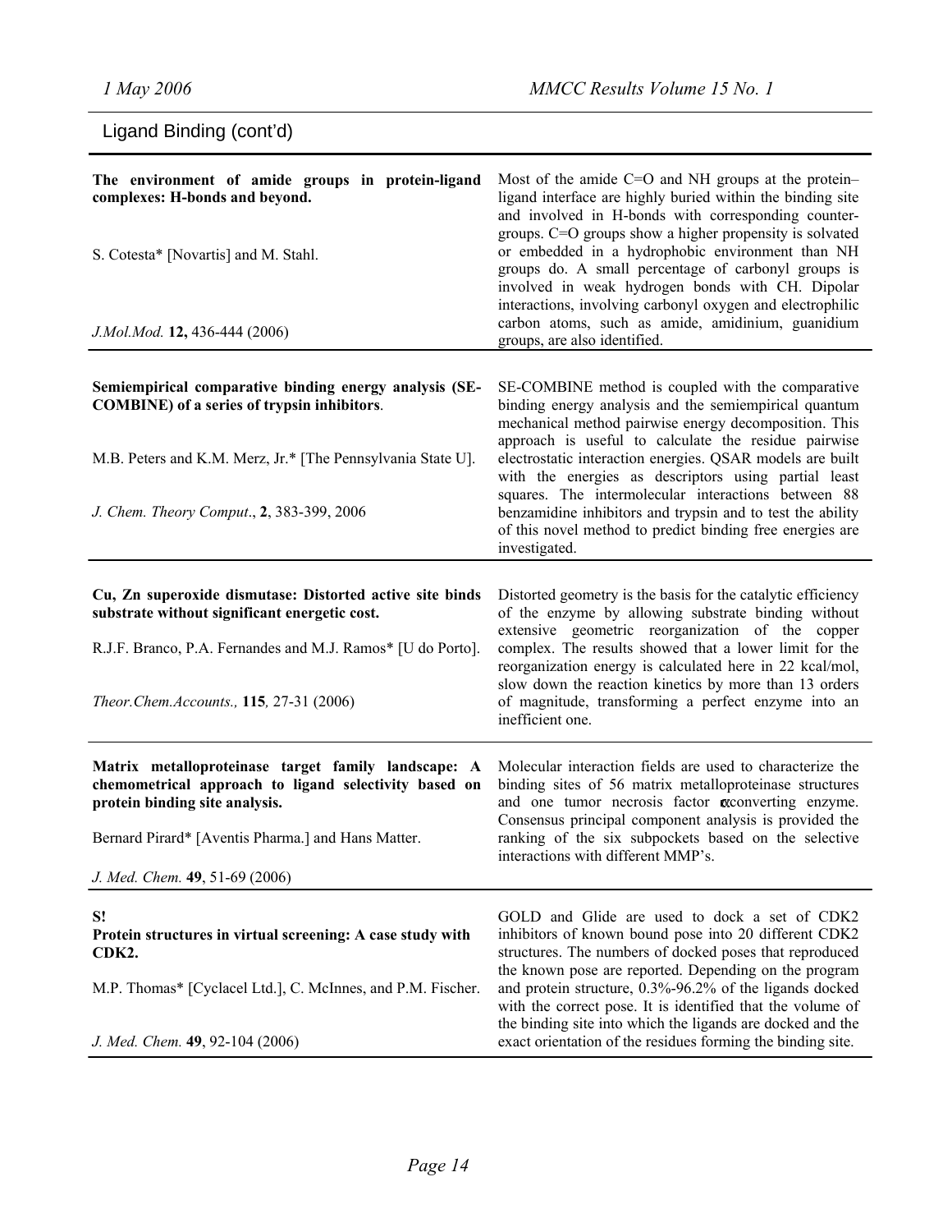## Ligand Binding (cont'd)

| | |
|---|---|
| **The environment of amide groups in protein-ligand complexes: H-bonds and beyond.**<br><br>S. Cotesta* [Novartis] and M. Stahl.<br><br>*J.Mol.Mod.* **12,** 436-444 (2006) | Most of the amide C=O and NH groups at the protein–ligand interface are highly buried within the binding site and involved in H-bonds with corresponding counter-groups. C=O groups show a higher propensity is solvated or embedded in a hydrophobic environment than NH groups do. A small percentage of carbonyl groups is involved in weak hydrogen bonds with CH. Dipolar interactions, involving carbonyl oxygen and electrophilic carbon atoms, such as amide, amidinium, guanidium groups, are also identified. |
| **Semiempirical comparative binding energy analysis (SE-COMBINE) of a series of trypsin inhibitors**.<br><br>M.B. Peters and K.M. Merz, Jr.* [The Pennsylvania State U].<br><br>*J. Chem. Theory Comput*., **2**, 383-399, 2006 | SE-COMBINE method is coupled with the comparative binding energy analysis and the semiempirical quantum mechanical method pairwise energy decomposition. This approach is useful to calculate the residue pairwise electrostatic interaction energies. QSAR models are built with the energies as descriptors using partial least squares. The intermolecular interactions between 88 benzamidine inhibitors and trypsin and to test the ability of this novel method to predict binding free energies are investigated. |
| **Cu, Zn superoxide dismutase: Distorted active site binds substrate without significant energetic cost.**<br><br>R.J.F. Branco, P.A. Fernandes and M.J. Ramos* [U do Porto].<br><br>*Theor.Chem.Accounts.,* **115***,* 27-31 (2006) | Distorted geometry is the basis for the catalytic efficiency of the enzyme by allowing substrate binding without extensive geometric reorganization of the copper complex. The results showed that a lower limit for the reorganization energy is calculated here in 22 kcal/mol, slow down the reaction kinetics by more than 13 orders of magnitude, transforming a perfect enzyme into an inefficient one. |
| **Matrix metalloproteinase target family landscape: A chemometrical approach to ligand selectivity based on protein binding site analysis.**<br><br>Bernard Pirard* [Aventis Pharma.] and Hans Matter.<br><br>*J. Med. Chem.* **49**, 51-69 (2006) | Molecular interaction fields are used to characterize the binding sites of 56 matrix metalloproteinase structures and one tumor necrosis factor α-converting enzyme. Consensus principal component analysis is provided the ranking of the six subpockets based on the selective interactions with different MMP's. |
| **S!**<br>**Protein structures in virtual screening: A case study with CDK2.**<br><br>M.P. Thomas* [Cyclacel Ltd.], C. McInnes, and P.M. Fischer.<br><br>*J. Med. Chem.* **49**, 92-104 (2006) | GOLD and Glide are used to dock a set of CDK2 inhibitors of known bound pose into 20 different CDK2 structures. The numbers of docked poses that reproduced the known pose are reported. Depending on the program and protein structure, 0.3%-96.2% of the ligands docked with the correct pose. It is identified that the volume of the binding site into which the ligands are docked and the exact orientation of the residues forming the binding site. |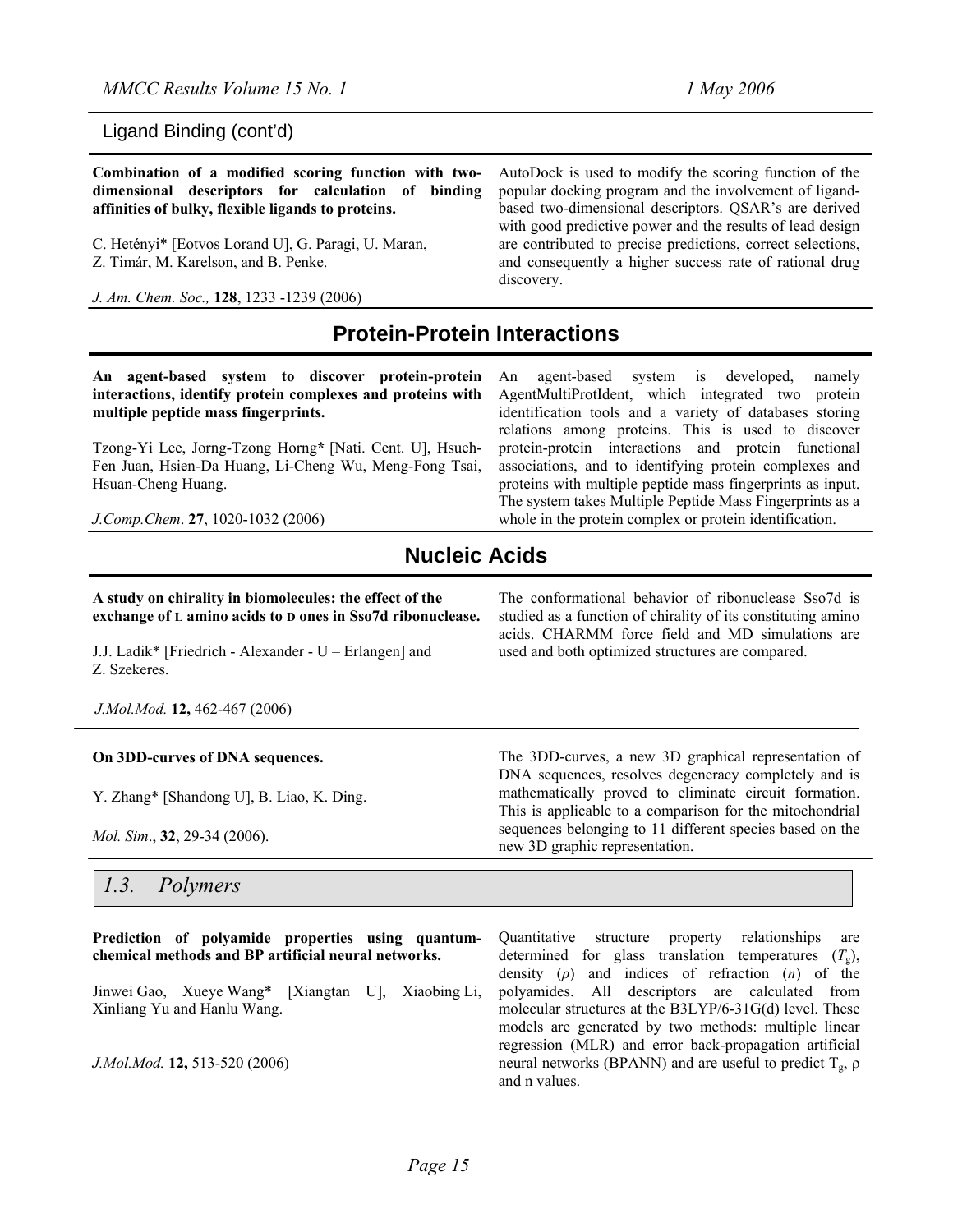Ligand Binding (cont'd)

**Combination of a modified scoring function with two-dimensional descriptors for calculation of binding affinities of bulky, flexible ligands to proteins.**

C. Hetényi* [Eotvos Lorand U], G. Paragi, U. Maran, Z. Timár, M. Karelson, and B. Penke.

*J. Am. Chem. Soc.,* **128**, 1233 -1239 (2006)

AutoDock is used to modify the scoring function of the popular docking program and the involvement of ligand-based two-dimensional descriptors. QSAR's are derived with good predictive power and the results of lead design are contributed to precise predictions, correct selections, and consequently a higher success rate of rational drug discovery.

## Protein-Protein Interactions

**An agent-based system to discover protein-protein interactions, identify protein complexes and proteins with multiple peptide mass fingerprints.**

Tzong-Yi Lee, Jorng-Tzong Horng* [Nati. Cent. U], Hsueh-Fen Juan, Hsien-Da Huang, Li-Cheng Wu, Meng-Fong Tsai, Hsuan-Cheng Huang.

*J.Comp.Chem*. **27**, 1020-1032 (2006)

An agent-based system is developed, namely AgentMultiProtIdent, which integrated two protein identification tools and a variety of databases storing relations among proteins. This is used to discover protein-protein interactions and protein functional associations, and to identifying protein complexes and proteins with multiple peptide mass fingerprints as input. The system takes Multiple Peptide Mass Fingerprints as a whole in the protein complex or protein identification.

## Nucleic Acids

**A study on chirality in biomolecules: the effect of the exchange of L amino acids to D ones in Sso7d ribonuclease.**

J.J. Ladik* [Friedrich - Alexander - U – Erlangen] and Z. Szekeres.

*J.Mol.Mod.* **12,** 462-467 (2006)

The conformational behavior of ribonuclease Sso7d is studied as a function of chirality of its constituting amino acids. CHARMM force field and MD simulations are used and both optimized structures are compared.

**On 3DD-curves of DNA sequences.**

Y. Zhang* [Shandong U], B. Liao, K. Ding.

*Mol. Sim*., **32**, 29-34 (2006).

The 3DD-curves, a new 3D graphical representation of DNA sequences, resolves degeneracy completely and is mathematically proved to eliminate circuit formation. This is applicable to a comparison for the mitochondrial sequences belonging to 11 different species based on the new 3D graphic representation.

## *1.3. Polymers*

**Prediction of polyamide properties using quantum-chemical methods and BP artificial neural networks.**

Jinwei Gao, Xueye Wang* [Xiangtan U], Xiaobing Li, Xinliang Yu and Hanlu Wang.

*J.Mol.Mod.* **12,** 513-520 (2006)

Quantitative structure property relationships are determined for glass translation temperatures ($T_g$), density ($\rho$) and indices of refraction ($n$) of the polyamides. All descriptors are calculated from molecular structures at the B3LYP/6-31G(d) level. These models are generated by two methods: multiple linear regression (MLR) and error back-propagation artificial neural networks (BPANN) and are useful to predict $T_g$, $\rho$ and n values.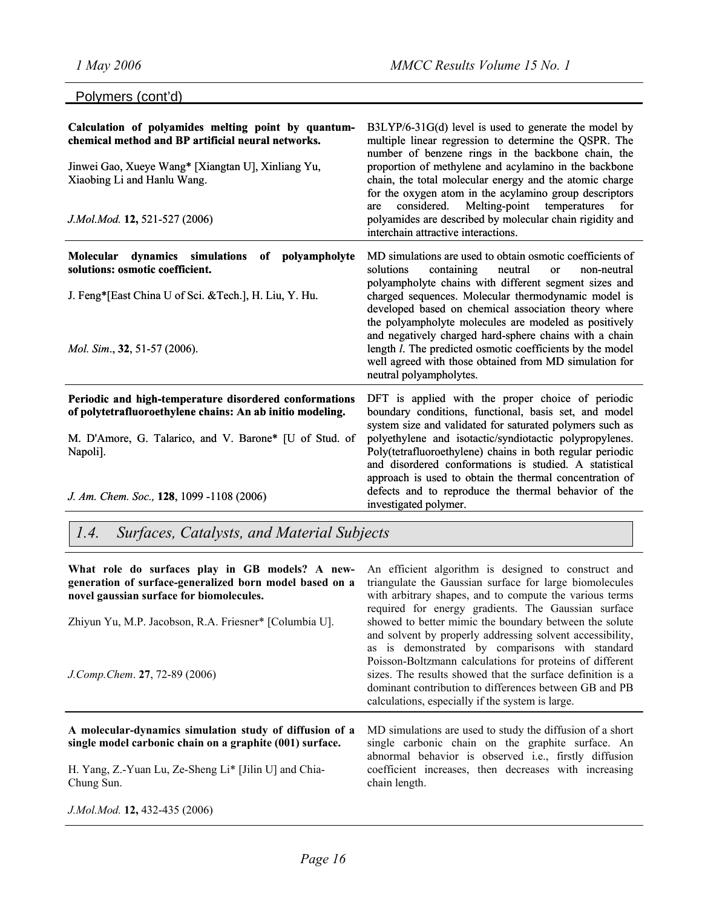## Polymers (cont'd)

| | |
|---|---|
| **Calculation of polyamides melting point by quantum-chemical method and BP artificial neural networks.**<br><br>Jinwei Gao, Xueye Wang* [Xiangtan U], Xinliang Yu, Xiaobing Li and Hanlu Wang.<br><br>*J.Mol.Mod.* **12,** 521-527 (2006) | B3LYP/6-31G(d) level is used to generate the model by multiple linear regression to determine the QSPR. The number of benzene rings in the backbone chain, the proportion of methylene and acylamino in the backbone chain, the total molecular energy and the atomic charge for the oxygen atom in the acylamino group descriptors are considered. Melting-point temperatures for polyamides are described by molecular chain rigidity and interchain attractive interactions. |
| **Molecular dynamics simulations of polyampholyte solutions: osmotic coefficient.**<br><br>J. Feng*[East China U of Sci. &Tech.], H. Liu, Y. Hu.<br><br>*Mol. Sim*., **32**, 51-57 (2006). | MD simulations are used to obtain osmotic coefficients of solutions containing neutral or non-neutral polyampholyte chains with different segment sizes and charged sequences. Molecular thermodynamic model is developed based on chemical association theory where the polyampholyte molecules are modeled as positively and negatively charged hard-sphere chains with a chain length *l*. The predicted osmotic coefficients by the model well agreed with those obtained from MD simulation for neutral polyampholytes. |
| **Periodic and high-temperature disordered conformations of polytetrafluoroethylene chains: An ab initio modeling.**<br><br>M. D'Amore, G. Talarico, and V. Barone* [U of Stud. of Napoli].<br><br>*J. Am. Chem. Soc.,* **128**, 1099 -1108 (2006) | DFT is applied with the proper choice of periodic boundary conditions, functional, basis set, and model system size and validated for saturated polymers such as polyethylene and isotactic/syndiotactic polypropylenes. Poly(tetrafluoroethylene) chains in both regular periodic and disordered conformations is studied. A statistical approach is used to obtain the thermal concentration of defects and to reproduce the thermal behavior of the investigated polymer. |

## *1.4. Surfaces, Catalysts, and Material Subjects*

| | |
|---|---|
| **What role do surfaces play in GB models? A new-generation of surface-generalized born model based on a novel gaussian surface for biomolecules.**<br><br>Zhiyun Yu, M.P. Jacobson, R.A. Friesner* [Columbia U].<br><br>*J.Comp.Chem*. **27**, 72-89 (2006) | An efficient algorithm is designed to construct and triangulate the Gaussian surface for large biomolecules with arbitrary shapes, and to compute the various terms required for energy gradients. The Gaussian surface showed to better mimic the boundary between the solute and solvent by properly addressing solvent accessibility, as is demonstrated by comparisons with standard Poisson-Boltzmann calculations for proteins of different sizes. The results showed that the surface definition is a dominant contribution to differences between GB and PB calculations, especially if the system is large. |
| **A molecular-dynamics simulation study of diffusion of a single model carbonic chain on a graphite (001) surface.**<br><br>H. Yang, Z.-Yuan Lu, Ze-Sheng Li* [Jilin U] and Chia-Chung Sun.<br><br>*J.Mol.Mod.* **12,** 432-435 (2006) | MD simulations are used to study the diffusion of a short single carbonic chain on the graphite surface. An abnormal behavior is observed i.e., firstly diffusion coefficient increases, then decreases with increasing chain length. |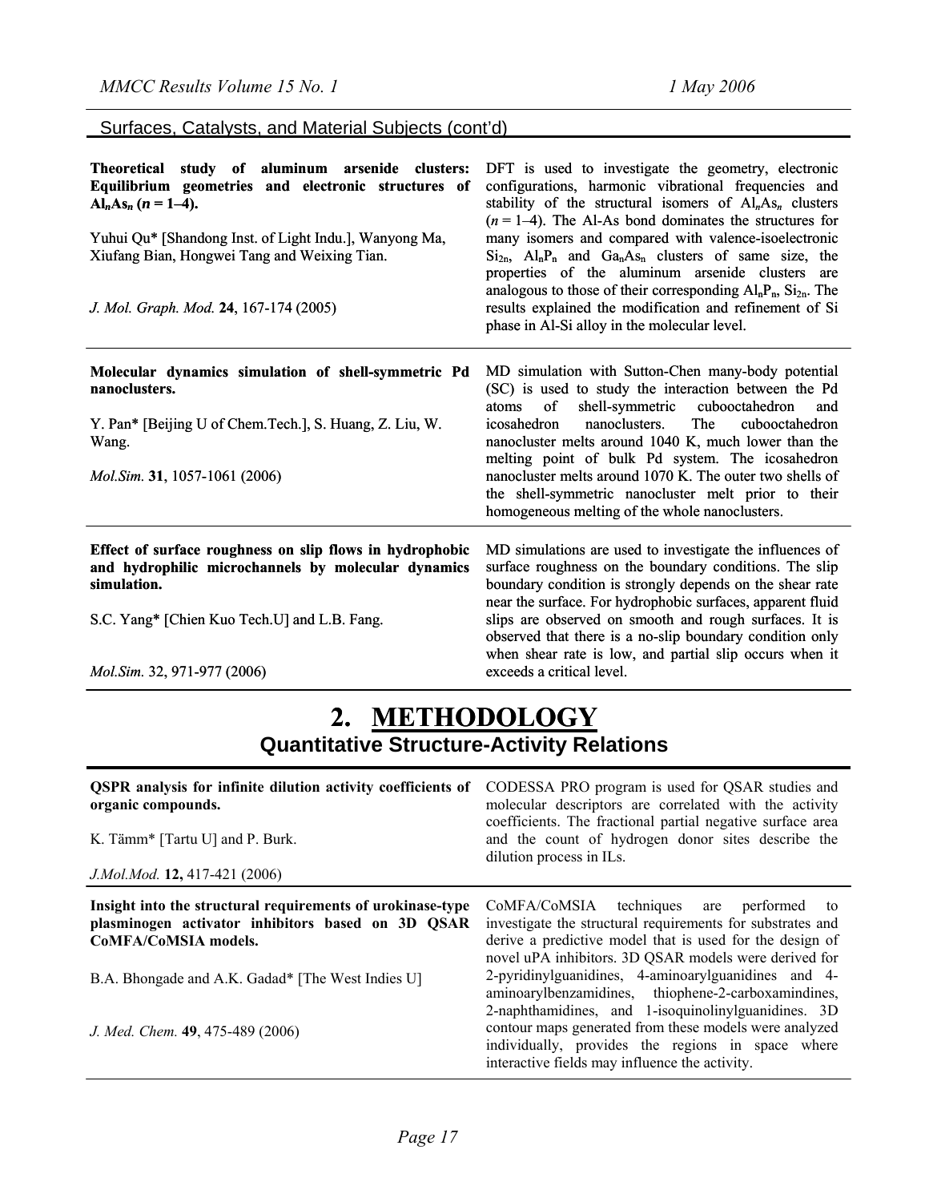Surfaces, Catalysts, and Material Subjects (cont'd)

| | |
|---|---|
| **Theoretical study of aluminum arsenide clusters: Equilibrium geometries and electronic structures of $Al_nAs_n$ ($n$ = 1–4).**<br><br>Yuhui Qu* [Shandong Inst. of Light Indu.], Wanyong Ma, Xiufang Bian, Hongwei Tang and Weixing Tian.<br><br>*J. Mol. Graph. Mod.* **24**, 167-174 (2005) | DFT is used to investigate the geometry, electronic configurations, harmonic vibrational frequencies and stability of the structural isomers of $Al_nAs_n$ clusters ($n$ = 1–4). The Al-As bond dominates the structures for many isomers and compared with valence-isoelectronic $Si_{2n}$, $Al_nP_n$ and $Ga_nAs_n$ clusters of same size, the properties of the aluminum arsenide clusters are analogous to those of their corresponding $Al_nP_n$, $Si_{2n}$. The results explained the modification and refinement of Si phase in Al-Si alloy in the molecular level. |
| **Molecular dynamics simulation of shell-symmetric Pd nanoclusters.**<br><br>Y. Pan* [Beijing U of Chem.Tech.], S. Huang, Z. Liu, W. Wang.<br><br>*Mol.Sim.* **31**, 1057-1061 (2006) | MD simulation with Sutton-Chen many-body potential (SC) is used to study the interaction between the Pd atoms of shell-symmetric cubooctahedron and icosahedron nanoclusters. The cubooctahedron nanocluster melts around 1040 K, much lower than the melting point of bulk Pd system. The icosahedron nanocluster melts around 1070 K. The outer two shells of the shell-symmetric nanocluster melt prior to their homogeneous melting of the whole nanoclusters. |
| **Effect of surface roughness on slip flows in hydrophobic and hydrophilic microchannels by molecular dynamics simulation.**<br><br>S.C. Yang* [Chien Kuo Tech.U] and L.B. Fang.<br><br>*Mol.Sim.* 32, 971-977 (2006) | MD simulations are used to investigate the influences of surface roughness on the boundary conditions. The slip boundary condition is strongly depends on the shear rate near the surface. For hydrophobic surfaces, apparent fluid slips are observed on smooth and rough surfaces. It is observed that there is a no-slip boundary condition only when shear rate is low, and partial slip occurs when it exceeds a critical level. |

# 2. METHODOLOGY

## Quantitative Structure-Activity Relations

| | |
|---|---|
| **QSPR analysis for infinite dilution activity coefficients of organic compounds.**<br><br>K. Tämm* [Tartu U] and P. Burk.<br><br>*J.Mol.Mod.* **12,** 417-421 (2006) | CODESSA PRO program is used for QSAR studies and molecular descriptors are correlated with the activity coefficients. The fractional partial negative surface area and the count of hydrogen donor sites describe the dilution process in ILs. |
| **Insight into the structural requirements of urokinase-type plasminogen activator inhibitors based on 3D QSAR CoMFA/CoMSIA models.**<br><br>B.A. Bhongade and A.K. Gadad* [The West Indies U]<br><br>*J. Med. Chem.* **49**, 475-489 (2006) | CoMFA/CoMSIA techniques are performed to investigate the structural requirements for substrates and derive a predictive model that is used for the design of novel uPA inhibitors. 3D QSAR models were derived for 2-pyridinylguanidines, 4-aminoarylguanidines and 4-aminoarylbenzamidines, thiophene-2-carboxamindines, 2-naphthamidines, and 1-isoquinolinylguanidines. 3D contour maps generated from these models were analyzed individually, provides the regions in space where interactive fields may influence the activity. |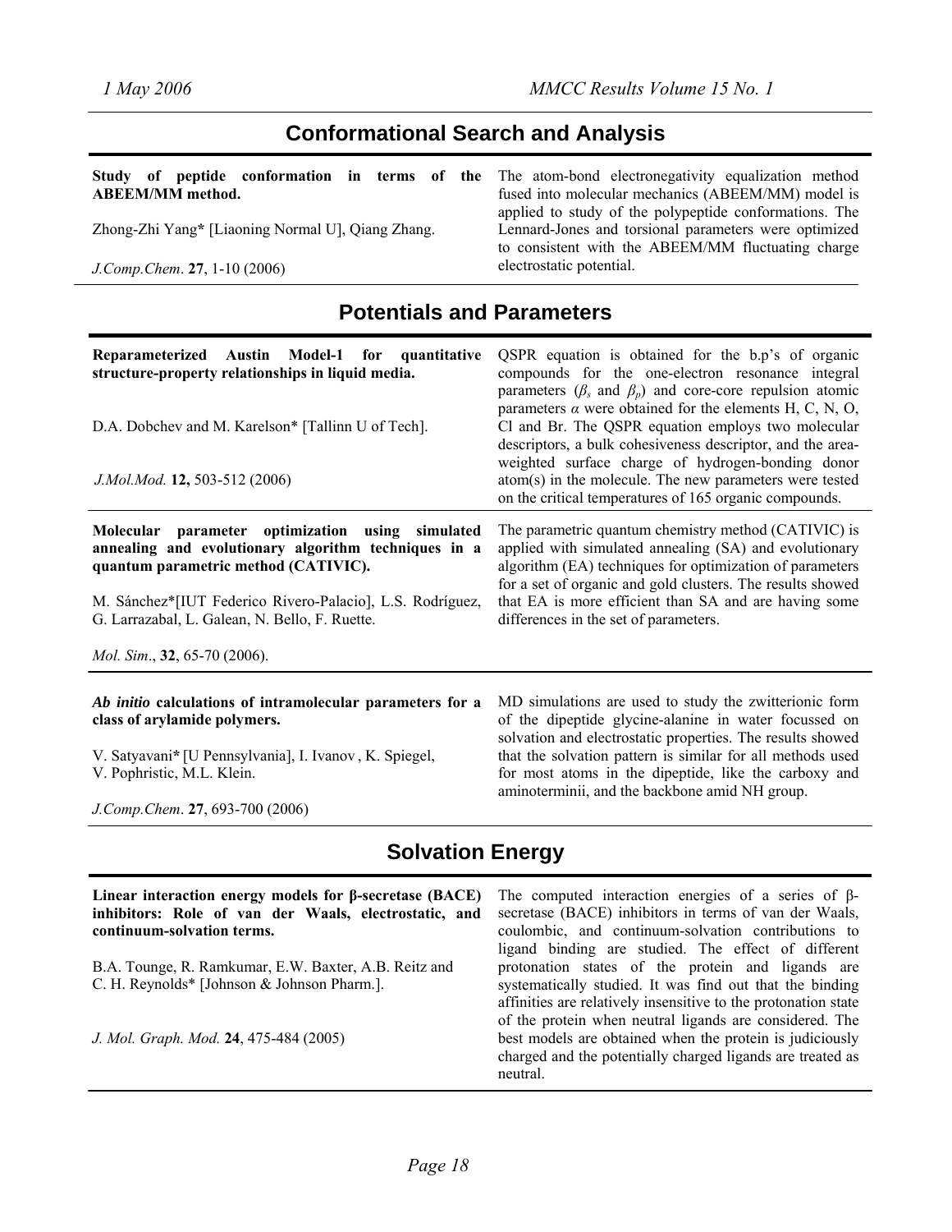## Conformational Search and Analysis

**Study of peptide conformation in terms of the ABEEM/MM method.**

Zhong-Zhi Yang* [Liaoning Normal U], Qiang Zhang.

*J.Comp.Chem*. **27**, 1-10 (2006)

The atom-bond electronegativity equalization method fused into molecular mechanics (ABEEM/MM) model is applied to study of the polypeptide conformations. The Lennard-Jones and torsional parameters were optimized to consistent with the ABEEM/MM fluctuating charge electrostatic potential.

## Potentials and Parameters

**Reparameterized Austin Model-1 for quantitative structure-property relationships in liquid media.**

D.A. Dobchev and M. Karelson* [Tallinn U of Tech].

*J.Mol.Mod.* **12,** 503-512 (2006)

QSPR equation is obtained for the b.p's of organic compounds for the one-electron resonance integral parameters ($\beta_s$ and $\beta_p$) and core-core repulsion atomic parameters $\alpha$ were obtained for the elements H, C, N, O, Cl and Br. The QSPR equation employs two molecular descriptors, a bulk cohesiveness descriptor, and the area-weighted surface charge of hydrogen-bonding donor atom(s) in the molecule. The new parameters were tested on the critical temperatures of 165 organic compounds.

**Molecular parameter optimization using simulated annealing and evolutionary algorithm techniques in a quantum parametric method (CATIVIC).**

M. Sánchez*[IUT Federico Rivero-Palacio], L.S. Rodríguez, G. Larrazabal, L. Galean, N. Bello, F. Ruette.

*Mol. Sim*., **32**, 65-70 (2006).

The parametric quantum chemistry method (CATIVIC) is applied with simulated annealing (SA) and evolutionary algorithm (EA) techniques for optimization of parameters for a set of organic and gold clusters. The results showed that EA is more efficient than SA and are having some differences in the set of parameters.

***Ab initio* calculations of intramolecular parameters for a class of arylamide polymers.**

V. Satyavani* [U Pennsylvania], I. Ivanov , K. Spiegel, V. Pophristic, M.L. Klein.

*J.Comp.Chem*. **27**, 693-700 (2006)

MD simulations are used to study the zwitterionic form of the dipeptide glycine-alanine in water focussed on solvation and electrostatic properties. The results showed that the solvation pattern is similar for all methods used for most atoms in the dipeptide, like the carboxy and aminoterminii, and the backbone amid NH group.

## Solvation Energy

**Linear interaction energy models for β-secretase (BACE) inhibitors: Role of van der Waals, electrostatic, and continuum-solvation terms.**

B.A. Tounge, R. Ramkumar, E.W. Baxter, A.B. Reitz and C. H. Reynolds* [Johnson & Johnson Pharm.].

*J. Mol. Graph. Mod.* **24**, 475-484 (2005)

The computed interaction energies of a series of β-secretase (BACE) inhibitors in terms of van der Waals, coulombic, and continuum-solvation contributions to ligand binding are studied. The effect of different protonation states of the protein and ligands are systematically studied. It was find out that the binding affinities are relatively insensitive to the protonation state of the protein when neutral ligands are considered. The best models are obtained when the protein is judiciously charged and the potentially charged ligands are treated as neutral.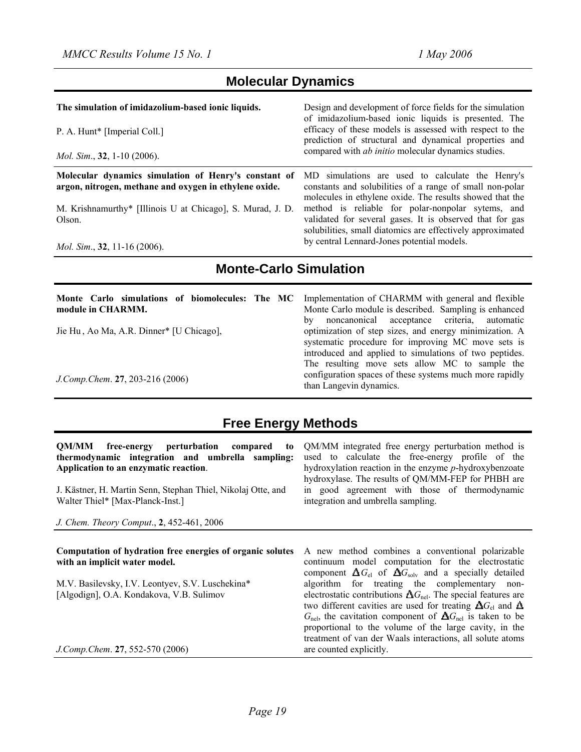## Molecular Dynamics

**The simulation of imidazolium-based ionic liquids.**

P. A. Hunt* [Imperial Coll.]

*Mol. Sim*., **32**, 1-10 (2006).

Design and development of force fields for the simulation of imidazolium-based ionic liquids is presented. The efficacy of these models is assessed with respect to the prediction of structural and dynamical properties and compared with *ab initio* molecular dynamics studies.

---

**Molecular dynamics simulation of Henry's constant of argon, nitrogen, methane and oxygen in ethylene oxide.**

M. Krishnamurthy* [Illinois U at Chicago], S. Murad, J. D. Olson.

*Mol. Sim*., **32**, 11-16 (2006).

MD simulations are used to calculate the Henry's constants and solubilities of a range of small non-polar molecules in ethylene oxide. The results showed that the method is reliable for polar-nonpolar sytems, and validated for several gases. It is observed that for gas solubilities, small diatomics are effectively approximated by central Lennard-Jones potential models.

## Monte-Carlo Simulation

**Monte Carlo simulations of biomolecules: The MC module in CHARMM.**

Jie Hu , Ao Ma, A.R. Dinner* [U Chicago],

*J.Comp.Chem*. **27**, 203-216 (2006)

Implementation of CHARMM with general and flexible Monte Carlo module is described. Sampling is enhanced by noncanonical acceptance criteria, automatic optimization of step sizes, and energy minimization. A systematic procedure for improving MC move sets is introduced and applied to simulations of two peptides. The resulting move sets allow MC to sample the configuration spaces of these systems much more rapidly than Langevin dynamics.

## Free Energy Methods

**QM/MM free-energy perturbation compared to thermodynamic integration and umbrella sampling: Application to an enzymatic reaction**.

J. Kästner, H. Martin Senn, Stephan Thiel, Nikolaj Otte, and Walter Thiel* [Max-Planck-Inst.]

*J. Chem. Theory Comput*., **2**, 452-461, 2006

QM/MM integrated free energy perturbation method is used to calculate the free-energy profile of the hydroxylation reaction in the enzyme *p*-hydroxybenzoate hydroxylase. The results of QM/MM-FEP for PHBH are in good agreement with those of thermodynamic integration and umbrella sampling.

---

**Computation of hydration free energies of organic solutes with an implicit water model.**

M.V. Basilevsky, I.V. Leontyev, S.V. Luschekina* [Algodign], O.A. Kondakova, V.B. Sulimov

*J.Comp.Chem*. **27**, 552-570 (2006)

A new method combines a conventional polarizable continuum model computation for the electrostatic component $\Delta G_{el}$ of $\Delta G_{solv}$ and a specially detailed algorithm for treating the complementary non-electrostatic contributions $\Delta G_{nel}$. The special features are two different cavities are used for treating $\Delta G_{el}$ and $\Delta G_{nel}$, the cavitation component of $\Delta G_{nel}$ is taken to be proportional to the volume of the large cavity, in the treatment of van der Waals interactions, all solute atoms are counted explicitly.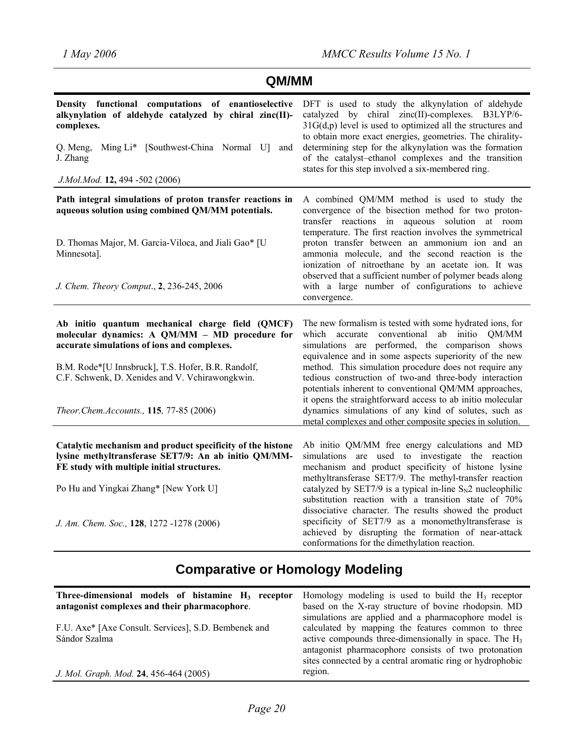## QM/MM

| | |
|---|---|
| **Density functional computations of enantioselective alkynylation of aldehyde catalyzed by chiral zinc(II)-complexes.**<br><br>Q. Meng, Ming Li* [Southwest-China Normal U] and J. Zhang<br><br>*J.Mol.Mod.* **12,** 494 -502 (2006) | DFT is used to study the alkynylation of aldehyde catalyzed by chiral zinc(II)-complexes. B3LYP/6-31G(d,p) level is used to optimized all the structures and to obtain more exact energies, geometries. The chirality-determining step for the alkynylation was the formation of the catalyst–ethanol complexes and the transition states for this step involved a six-membered ring. |
| **Path integral simulations of proton transfer reactions in aqueous solution using combined QM/MM potentials.**<br><br>D. Thomas Major, M. Garcia-Viloca, and Jiali Gao* [U Minnesota].<br><br>*J. Chem. Theory Comput*., **2**, 236-245, 2006 | A combined QM/MM method is used to study the convergence of the bisection method for two proton-transfer reactions in aqueous solution at room temperature. The first reaction involves the symmetrical proton transfer between an ammonium ion and an ammonia molecule, and the second reaction is the ionization of nitroethane by an acetate ion. It was observed that a sufficient number of polymer beads along with a large number of configurations to achieve convergence. |
| **Ab initio quantum mechanical charge field (QMCF) molecular dynamics: A QM/MM – MD procedure for accurate simulations of ions and complexes.**<br><br>B.M. Rode*[U Innsbruck], T.S. Hofer, B.R. Randolf, C.F. Schwenk, D. Xenides and V. Vchirawongkwin.<br><br>*Theor.Chem.Accounts.,* **115***,* 77-85 (2006) | The new formalism is tested with some hydrated ions, for which accurate conventional ab initio QM/MM simulations are performed, the comparison shows equivalence and in some aspects superiority of the new method. This simulation procedure does not require any tedious construction of two-and three-body interaction potentials inherent to conventional QM/MM approaches, it opens the straightforward access to ab initio molecular dynamics simulations of any kind of solutes, such as metal complexes and other composite species in solution. |
| **Catalytic mechanism and product specificity of the histone lysine methyltransferase SET7/9: An ab initio QM/MM-FE study with multiple initial structures.**<br><br>Po Hu and Yingkai Zhang* [New York U]<br><br>*J. Am. Chem. Soc.,* **128**, 1272 -1278 (2006) | Ab initio QM/MM free energy calculations and MD simulations are used to investigate the reaction mechanism and product specificity of histone lysine methyltransferase SET7/9. The methyl-transfer reaction catalyzed by SET7/9 is a typical in-line $S_N2$ nucleophilic substitution reaction with a transition state of 70% dissociative character. The results showed the product specificity of SET7/9 as a monomethyltransferase is achieved by disrupting the formation of near-attack conformations for the dimethylation reaction. |

## Comparative or Homology Modeling

| | |
|---|---|
| **Three-dimensional models of histamine $H_3$ receptor antagonist complexes and their pharmacophore**.<br><br>F.U. Axe* [Axe Consult. Services], S.D. Bembenek and Sándor Szalma<br><br>*J. Mol. Graph. Mod.* **24**, 456-464 (2005) | Homology modeling is used to build the $H_3$ receptor based on the X-ray structure of bovine rhodopsin. MD simulations are applied and a pharmacophore model is calculated by mapping the features common to three active compounds three-dimensionally in space. The $H_3$ antagonist pharmacophore consists of two protonation sites connected by a central aromatic ring or hydrophobic region. |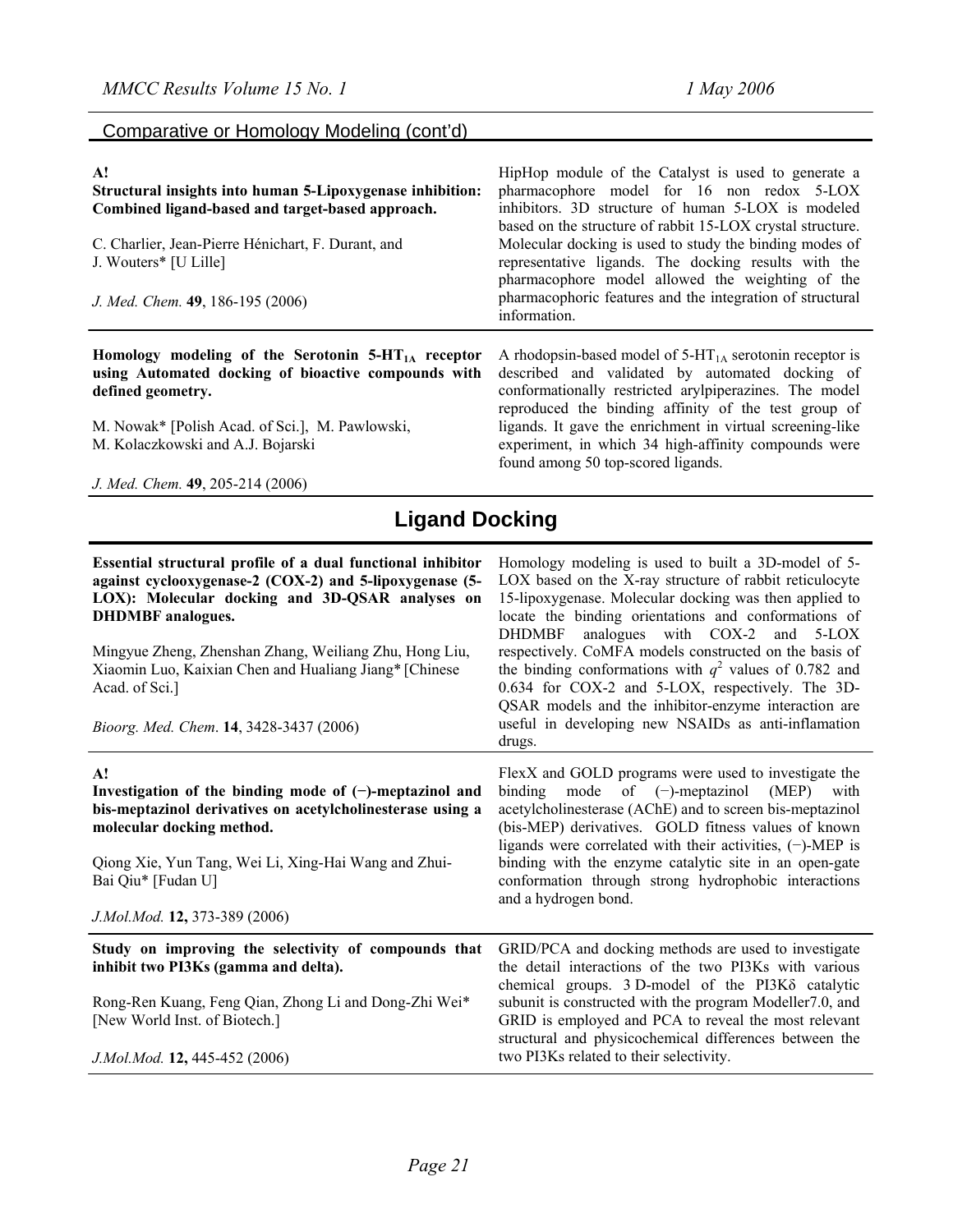## Comparative or Homology Modeling (cont'd)

**A!**
**Structural insights into human 5-Lipoxygenase inhibition: Combined ligand-based and target-based approach.**

C. Charlier, Jean-Pierre Hénichart, F. Durant, and J. Wouters* [U Lille]

*J. Med. Chem.* **49**, 186-195 (2006)

HipHop module of the Catalyst is used to generate a pharmacophore model for 16 non redox 5-LOX inhibitors. 3D structure of human 5-LOX is modeled based on the structure of rabbit 15-LOX crystal structure. Molecular docking is used to study the binding modes of representative ligands. The docking results with the pharmacophore model allowed the weighting of the pharmacophoric features and the integration of structural information.

---

**Homology modeling of the Serotonin 5-HT$_{1A}$ receptor using Automated docking of bioactive compounds with defined geometry.**

M. Nowak* [Polish Acad. of Sci.], M. Pawlowski, M. Kolaczkowski and A.J. Bojarski

*J. Med. Chem.* **49**, 205-214 (2006)

A rhodopsin-based model of 5-HT$_{1A}$ serotonin receptor is described and validated by automated docking of conformationally restricted arylpiperazines. The model reproduced the binding affinity of the test group of ligands. It gave the enrichment in virtual screening-like experiment, in which 34 high-affinity compounds were found among 50 top-scored ligands.

# Ligand Docking

**Essential structural profile of a dual functional inhibitor against cyclooxygenase-2 (COX-2) and 5-lipoxygenase (5-LOX): Molecular docking and 3D-QSAR analyses on DHDMBF analogues.**

Mingyue Zheng, Zhenshan Zhang, Weiliang Zhu, Hong Liu, Xiaomin Luo, Kaixian Chen and Hualiang Jiang* [Chinese Acad. of Sci.]

*Bioorg. Med. Chem*. **14**, 3428-3437 (2006)

Homology modeling is used to built a 3D-model of 5-LOX based on the X-ray structure of rabbit reticulocyte 15-lipoxygenase. Molecular docking was then applied to locate the binding orientations and conformations of DHDMBF analogues with COX-2 and 5-LOX respectively. CoMFA models constructed on the basis of the binding conformations with $q^2$ values of 0.782 and 0.634 for COX-2 and 5-LOX, respectively. The 3D-QSAR models and the inhibitor-enzyme interaction are useful in developing new NSAIDs as anti-inflamation drugs.

---

**A!**
**Investigation of the binding mode of (−)-meptazinol and bis-meptazinol derivatives on acetylcholinesterase using a molecular docking method.**

Qiong Xie, Yun Tang, Wei Li, Xing-Hai Wang and Zhui-Bai Qiu* [Fudan U]

*J.Mol.Mod.* **12,** 373-389 (2006)

FlexX and GOLD programs were used to investigate the binding mode of (−)-meptazinol (MEP) with acetylcholinesterase (AChE) and to screen bis-meptazinol (bis-MEP) derivatives. GOLD fitness values of known ligands were correlated with their activities, (−)-MEP is binding with the enzyme catalytic site in an open-gate conformation through strong hydrophobic interactions and a hydrogen bond.

---

**Study on improving the selectivity of compounds that inhibit two PI3Ks (gamma and delta).**

Rong-Ren Kuang, Feng Qian, Zhong Li and Dong-Zhi Wei* [New World Inst. of Biotech.]

*J.Mol.Mod.* **12,** 445-452 (2006)

GRID/PCA and docking methods are used to investigate the detail interactions of the two PI3Ks with various chemical groups. 3 D-model of the PI3Kδ catalytic subunit is constructed with the program Modeller7.0, and GRID is employed and PCA to reveal the most relevant structural and physicochemical differences between the two PI3Ks related to their selectivity.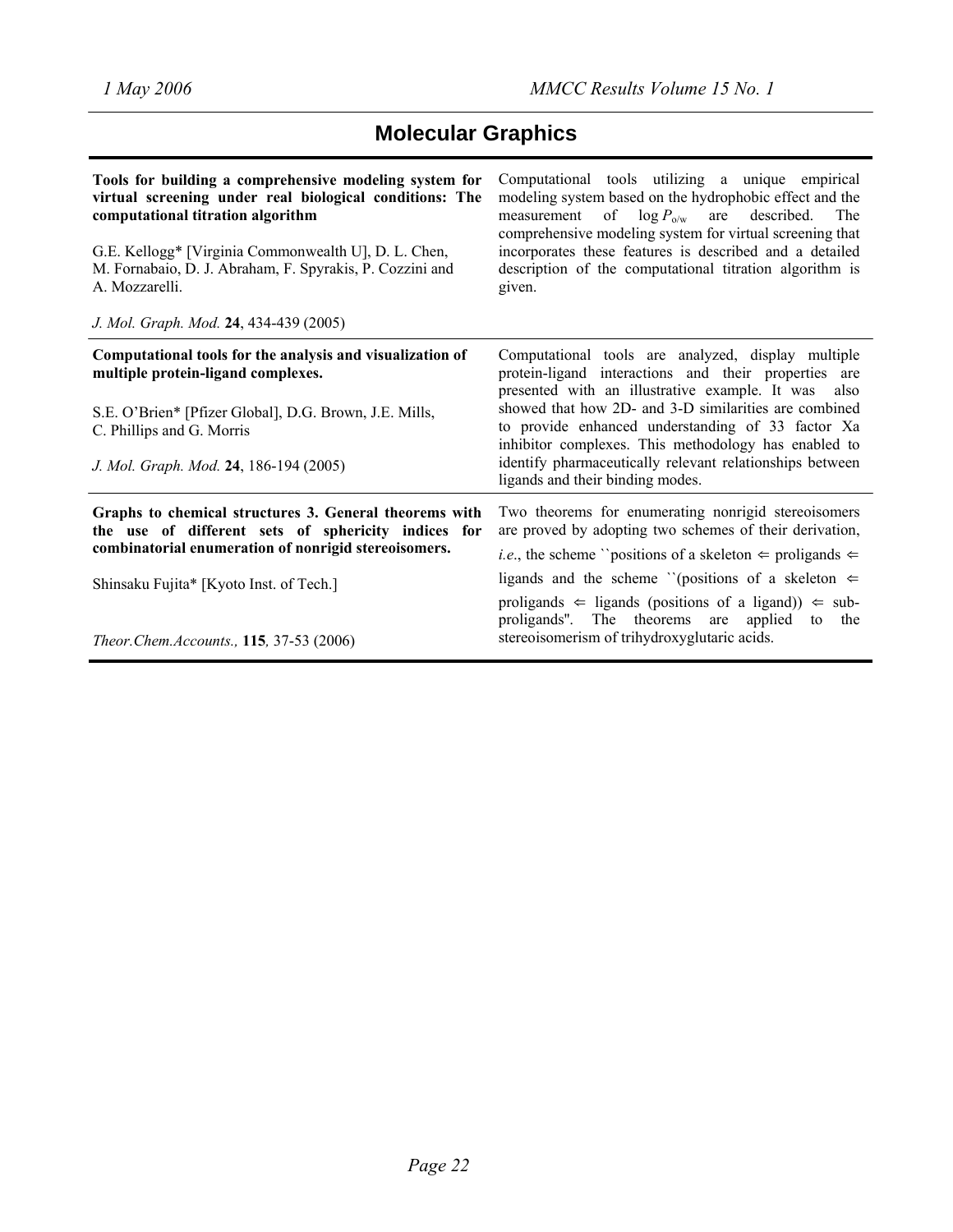## Molecular Graphics

| | |
|---|---|
| **Tools for building a comprehensive modeling system for virtual screening under real biological conditions: The computational titration algorithm**<br><br>G.E. Kellogg* [Virginia Commonwealth U], D. L. Chen, M. Fornabaio, D. J. Abraham, F. Spyrakis, P. Cozzini and A. Mozzarelli.<br><br>*J. Mol. Graph. Mod.* **24**, 434-439 (2005) | Computational tools utilizing a unique empirical modeling system based on the hydrophobic effect and the measurement of $\log P_{o/w}$ are described. The comprehensive modeling system for virtual screening that incorporates these features is described and a detailed description of the computational titration algorithm is given. |
| **Computational tools for the analysis and visualization of multiple protein-ligand complexes.**<br><br>S.E. O'Brien* [Pfizer Global], D.G. Brown, J.E. Mills, C. Phillips and G. Morris<br><br>*J. Mol. Graph. Mod.* **24**, 186-194 (2005) | Computational tools are analyzed, display multiple protein-ligand interactions and their properties are presented with an illustrative example. It was also showed that how 2D- and 3-D similarities are combined to provide enhanced understanding of 33 factor Xa inhibitor complexes. This methodology has enabled to identify pharmaceutically relevant relationships between ligands and their binding modes. |
| **Graphs to chemical structures 3. General theorems with the use of different sets of sphericity indices for combinatorial enumeration of nonrigid stereoisomers.**<br><br>Shinsaku Fujita* [Kyoto Inst. of Tech.]<br><br>*Theor.Chem.Accounts.,* **115***,* 37-53 (2006) | Two theorems for enumerating nonrigid stereoisomers are proved by adopting two schemes of their derivation, *i.e.*, the scheme ``positions of a skeleton $\Leftarrow$ proligands $\Leftarrow$ ligands and the scheme ``(positions of a skeleton $\Leftarrow$ proligands $\Leftarrow$ ligands (positions of a ligand)) $\Leftarrow$ sub-proligands". The theorems are applied to the stereoisomerism of trihydroxyglutaric acids. |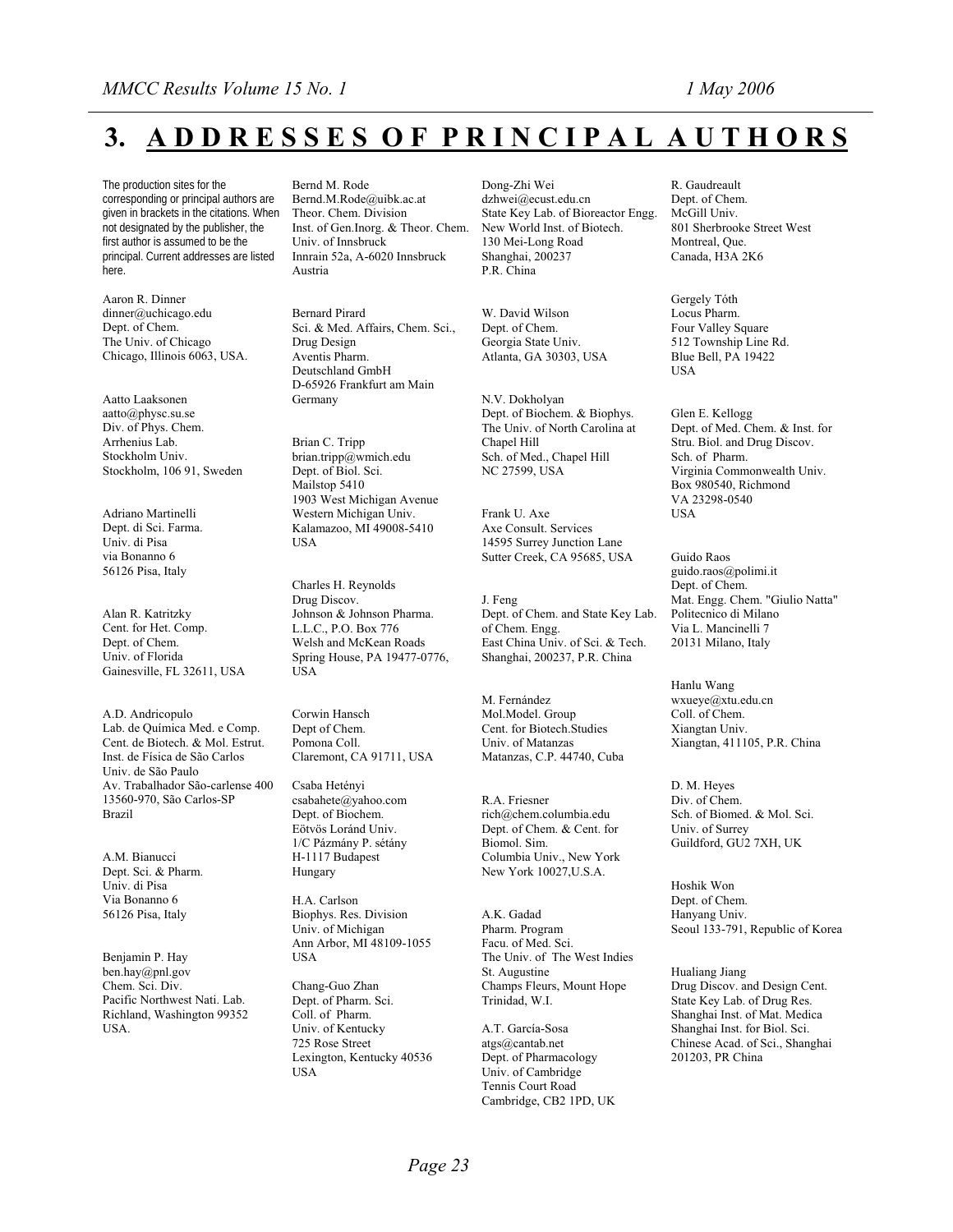# 3. ADDRESSES OF PRINCIPAL AUTHORS

The production sites for the corresponding or principal authors are given in brackets in the citations. When not designated by the publisher, the first author is assumed to be the principal. Current addresses are listed here.

Aaron R. Dinner
dinner@uchicago.edu
Dept. of Chem.
The Univ. of Chicago
Chicago, Illinois 6063, USA.

Aatto Laaksonen
aatto@physc.su.se
Div. of Phys. Chem.
Arrhenius Lab.
Stockholm Univ.
Stockholm, 106 91, Sweden

Adriano Martinelli
Dept. di Sci. Farma.
Univ. di Pisa
via Bonanno 6
56126 Pisa, Italy

Alan R. Katritzky
Cent. for Het. Comp.
Dept. of Chem.
Univ. of Florida
Gainesville, FL 32611, USA

A.D. Andricopulo
Lab. de Química Med. e Comp.
Cent. de Biotech. & Mol. Estrut.
Inst. de Física de São Carlos
Univ. de São Paulo
Av. Trabalhador São-carlense 400
13560-970, São Carlos-SP
Brazil

A.M. Bianucci
Dept. Sci. & Pharm.
Univ. di Pisa
Via Bonanno 6
56126 Pisa, Italy

Benjamin P. Hay
ben.hay@pnl.gov
Chem. Sci. Div.
Pacific Northwest Nati. Lab.
Richland, Washington 99352
USA.

Bernd M. Rode
Bernd.M.Rode@uibk.ac.at
Theor. Chem. Division
Inst. of Gen.Inorg. & Theor. Chem.
Univ. of Innsbruck
Innrain 52a, A-6020 Innsbruck
Austria

Bernard Pirard
Sci. & Med. Affairs, Chem. Sci.,
Drug Design
Aventis Pharm.
Deutschland GmbH
D-65926 Frankfurt am Main
Germany

Brian C. Tripp
brian.tripp@wmich.edu
Dept. of Biol. Sci.
Mailstop 5410
1903 West Michigan Avenue
Western Michigan Univ.
Kalamazoo, MI 49008-5410
USA

Charles H. Reynolds
Drug Discov.
Johnson & Johnson Pharma.
L.L.C., P.O. Box 776
Welsh and McKean Roads
Spring House, PA 19477-0776,
USA

Corwin Hansch
Dept of Chem.
Pomona Coll.
Claremont, CA 91711, USA

Csaba Hetényi
csabahete@yahoo.com
Dept. of Biochem.
Eötvös Loránd Univ.
1/C Pázmány P. sétány
H-1117 Budapest
Hungary

H.A. Carlson
Biophys. Res. Division
Univ. of Michigan
Ann Arbor, MI 48109-1055
USA

Chang-Guo Zhan
Dept. of Pharm. Sci.
Coll. of Pharm.
Univ. of Kentucky
725 Rose Street
Lexington, Kentucky 40536
USA

Dong-Zhi Wei
dzhwei@ecust.edu.cn
State Key Lab. of Bioreactor Engg.
New World Inst. of Biotech.
130 Mei-Long Road
Shanghai, 200237
P.R. China

W. David Wilson
Dept. of Chem.
Georgia State Univ.
Atlanta, GA 30303, USA

N.V. Dokholyan
Dept. of Biochem. & Biophys.
The Univ. of North Carolina at
Chapel Hill
Sch. of Med., Chapel Hill
NC 27599, USA

Frank U. Axe
Axe Consult. Services
14595 Surrey Junction Lane
Sutter Creek, CA 95685, USA

J. Feng
Dept. of Chem. and State Key Lab.
of Chem. Engg.
East China Univ. of Sci. & Tech.
Shanghai, 200237, P.R. China

M. Fernández
Mol.Model. Group
Cent. for Biotech.Studies
Univ. of Matanzas
Matanzas, C.P. 44740, Cuba

R.A. Friesner
rich@chem.columbia.edu
Dept. of Chem. & Cent. for
Biomol. Sim.
Columbia Univ., New York
New York 10027,U.S.A.

A.K. Gadad
Pharm. Program
Facu. of Med. Sci.
The Univ. of The West Indies
St. Augustine
Champs Fleurs, Mount Hope
Trinidad, W.I.

A.T. García-Sosa
atgs@cantab.net
Dept. of Pharmacology
Univ. of Cambridge
Tennis Court Road
Cambridge, CB2 1PD, UK

R. Gaudreault
Dept. of Chem.
McGill Univ.
801 Sherbrooke Street West
Montreal, Que.
Canada, H3A 2K6

Gergely Tóth
Locus Pharm.
Four Valley Square
512 Township Line Rd.
Blue Bell, PA 19422
USA

Glen E. Kellogg
Dept. of Med. Chem. & Inst. for
Stru. Biol. and Drug Discov.
Sch. of Pharm.
Virginia Commonwealth Univ.
Box 980540, Richmond
VA 23298-0540
USA

Guido Raos
guido.raos@polimi.it
Dept. of Chem.
Mat. Engg. Chem. "Giulio Natta"
Politecnico di Milano
Via L. Mancinelli 7
20131 Milano, Italy

Hanlu Wang
wxueye@xtu.edu.cn
Coll. of Chem.
Xiangtan Univ.
Xiangtan, 411105, P.R. China

D. M. Heyes
Div. of Chem.
Sch. of Biomed. & Mol. Sci.
Univ. of Surrey
Guildford, GU2 7XH, UK

Hoshik Won
Dept. of Chem.
Hanyang Univ.
Seoul 133-791, Republic of Korea

Hualiang Jiang
Drug Discov. and Design Cent.
State Key Lab. of Drug Res.
Shanghai Inst. of Mat. Medica
Shanghai Inst. for Biol. Sci.
Chinese Acad. of Sci., Shanghai
201203, PR China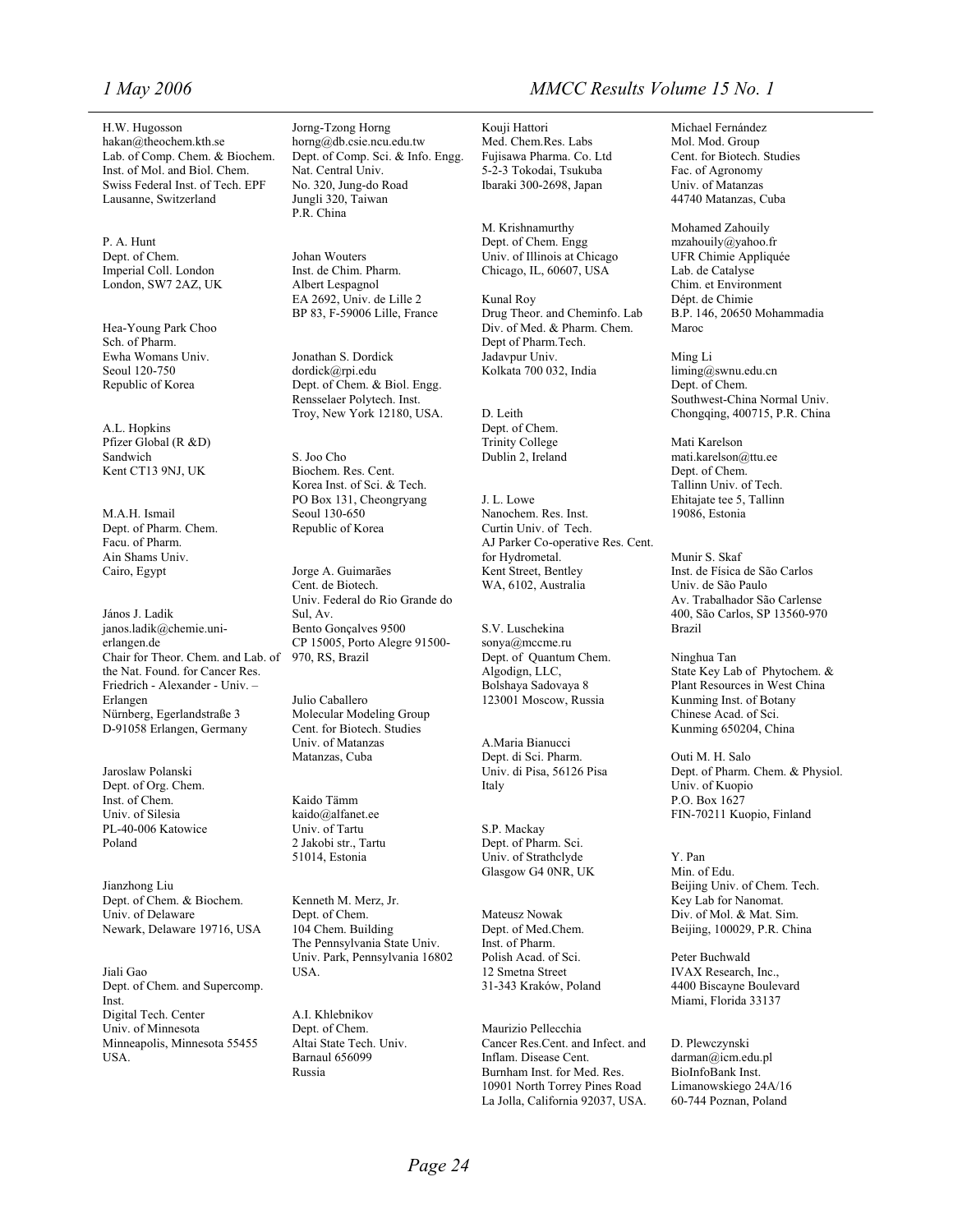H.W. Hugosson
hakan@theochem.kth.se
Lab. of Comp. Chem. & Biochem.
Inst. of Mol. and Biol. Chem.
Swiss Federal Inst. of Tech. EPF
Lausanne, Switzerland

P. A. Hunt
Dept. of Chem.
Imperial Coll. London
London, SW7 2AZ, UK

Hea-Young Park Choo
Sch. of Pharm.
Ewha Womans Univ.
Seoul 120-750
Republic of Korea

A.L. Hopkins
Pfizer Global (R &D)
Sandwich
Kent CT13 9NJ, UK

M.A.H. Ismail
Dept. of Pharm. Chem.
Facu. of Pharm.
Ain Shams Univ.
Cairo, Egypt

János J. Ladik
janos.ladik@chemie.uni-erlangen.de
Chair for Theor. Chem. and Lab. of the Nat. Found. for Cancer Res.
Friedrich - Alexander - Univ. – Erlangen
Nürnberg, Egerlandstraße 3
D-91058 Erlangen, Germany

Jaroslaw Polanski
Dept. of Org. Chem.
Inst. of Chem.
Univ. of Silesia
PL-40-006 Katowice
Poland

Jianzhong Liu
Dept. of Chem. & Biochem.
Univ. of Delaware
Newark, Delaware 19716, USA

Jiali Gao
Dept. of Chem. and Supercomp. Inst.
Digital Tech. Center
Univ. of Minnesota
Minneapolis, Minnesota 55455
USA.

Jorng-Tzong Horng
horng@db.csie.ncu.edu.tw
Dept. of Comp. Sci. & Info. Engg.
Nat. Central Univ.
No. 320, Jung-do Road
Jungli 320, Taiwan
P.R. China

Johan Wouters
Inst. de Chim. Pharm.
Albert Lespagnol
EA 2692, Univ. de Lille 2
BP 83, F-59006 Lille, France

Jonathan S. Dordick
dordick@rpi.edu
Dept. of Chem. & Biol. Engg.
Rensselaer Polytech. Inst.
Troy, New York 12180, USA.

S. Joo Cho
Biochem. Res. Cent.
Korea Inst. of Sci. & Tech.
PO Box 131, Cheongryang
Seoul 130-650
Republic of Korea

Jorge A. Guimarães
Cent. de Biotech.
Univ. Federal do Rio Grande do Sul, Av.
Bento Gonçalves 9500
CP 15005, Porto Alegre 91500-970, RS, Brazil

Julio Caballero
Molecular Modeling Group
Cent. for Biotech. Studies
Univ. of Matanzas
Matanzas, Cuba

Kaido Tämm
kaido@alfanet.ee
Univ. of Tartu
2 Jakobi str., Tartu
51014, Estonia

Kenneth M. Merz, Jr.
Dept. of Chem.
104 Chem. Building
The Pennsylvania State Univ.
Univ. Park, Pennsylvania 16802
USA.

A.I. Khlebnikov
Dept. of Chem.
Altai State Tech. Univ.
Barnaul 656099
Russia

Kouji Hattori
Med. Chem.Res. Labs
Fujisawa Pharma. Co. Ltd
5-2-3 Tokodai, Tsukuba
Ibaraki 300-2698, Japan

M. Krishnamurthy
Dept. of Chem. Engg
Univ. of Illinois at Chicago
Chicago, IL, 60607, USA

Kunal Roy
Drug Theor. and Cheminfo. Lab
Div. of Med. & Pharm. Chem.
Dept of Pharm.Tech.
Jadavpur Univ.
Kolkata 700 032, India

D. Leith
Dept. of Chem.
Trinity College
Dublin 2, Ireland

J. L. Lowe
Nanochem. Res. Inst.
Curtin Univ. of Tech.
AJ Parker Co-operative Res. Cent. for Hydrometal.
Kent Street, Bentley
WA, 6102, Australia

S.V. Luschekina
sonya@mccme.ru
Dept. of Quantum Chem.
Algodign, LLC,
Bolshaya Sadovaya 8
123001 Moscow, Russia

A.Maria Bianucci
Dept. di Sci. Pharm.
Univ. di Pisa, 56126 Pisa
Italy

S.P. Mackay
Dept. of Pharm. Sci.
Univ. of Strathclyde
Glasgow G4 0NR, UK

Mateusz Nowak
Dept. of Med.Chem.
Inst. of Pharm.
Polish Acad. of Sci.
12 Smetna Street
31-343 Kraków, Poland

Maurizio Pellecchia
Cancer Res.Cent. and Infect. and Inflam. Disease Cent.
Burnham Inst. for Med. Res.
10901 North Torrey Pines Road
La Jolla, California 92037, USA.

Michael Fernández
Mol. Mod. Group
Cent. for Biotech. Studies
Fac. of Agronomy
Univ. of Matanzas
44740 Matanzas, Cuba

Mohamed Zahouily
mzahouily@yahoo.fr
UFR Chimie Appliquée
Lab. de Catalyse
Chim. et Environment
Dépt. de Chimie
B.P. 146, 20650 Mohammadia
Maroc

Ming Li
liming@swnu.edu.cn
Dept. of Chem.
Southwest-China Normal Univ.
Chongqing, 400715, P.R. China

Mati Karelson
mati.karelson@ttu.ee
Dept. of Chem.
Tallinn Univ. of Tech.
Ehitajate tee 5, Tallinn
19086, Estonia

Munir S. Skaf
Inst. de Física de São Carlos
Univ. de São Paulo
Av. Trabalhador São Carlense
400, São Carlos, SP 13560-970
Brazil

Ninghua Tan
State Key Lab of Phytochem. & Plant Resources in West China
Kunming Inst. of Botany
Chinese Acad. of Sci.
Kunming 650204, China

Outi M. H. Salo
Dept. of Pharm. Chem. & Physiol.
Univ. of Kuopio
P.O. Box 1627
FIN-70211 Kuopio, Finland

Y. Pan
Min. of Edu.
Beijing Univ. of Chem. Tech.
Key Lab for Nanomat.
Div. of Mol. & Mat. Sim.
Beijing, 100029, P.R. China

Peter Buchwald
IVAX Research, Inc.,
4400 Biscayne Boulevard
Miami, Florida 33137

D. Plewczynski
darman@icm.edu.pl
BioInfoBank Inst.
Limanowskiego 24A/16
60-744 Poznan, Poland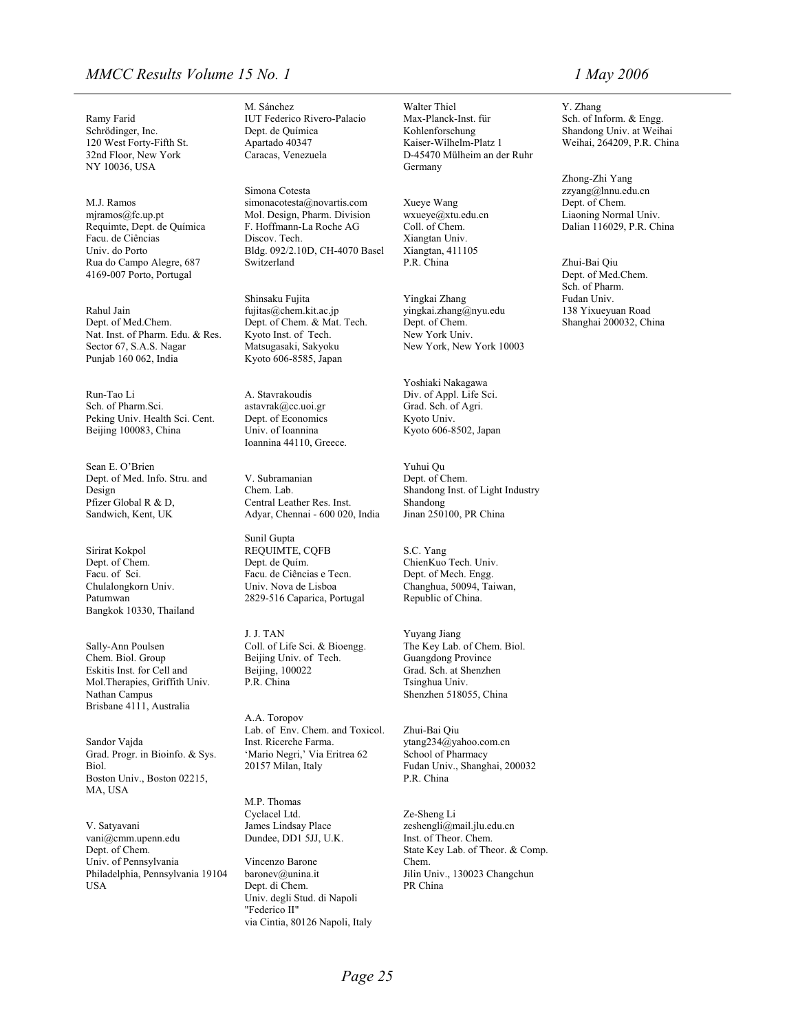Ramy Farid
Schrödinger, Inc.
120 West Forty-Fifth St.
32nd Floor, New York
NY 10036, USA

M.J. Ramos
mjramos@fc.up.pt
Requimte, Dept. de Química
Facu. de Ciências
Univ. do Porto
Rua do Campo Alegre, 687
4169-007 Porto, Portugal

Rahul Jain
Dept. of Med.Chem.
Nat. Inst. of Pharm. Edu. & Res.
Sector 67, S.A.S. Nagar
Punjab 160 062, India

Run-Tao Li
Sch. of Pharm.Sci.
Peking Univ. Health Sci. Cent.
Beijing 100083, China

Sean E. O'Brien
Dept. of Med. Info. Stru. and Design
Pfizer Global R & D,
Sandwich, Kent, UK

Sirirat Kokpol
Dept. of Chem.
Facu. of Sci.
Chulalongkorn Univ.
Patumwan
Bangkok 10330, Thailand

Sally-Ann Poulsen
Chem. Biol. Group
Eskitis Inst. for Cell and Mol.Therapies, Griffith Univ.
Nathan Campus
Brisbane 4111, Australia

Sandor Vajda
Grad. Progr. in Bioinfo. & Sys. Biol.
Boston Univ., Boston 02215, MA, USA

V. Satyavani
vani@cmm.upenn.edu
Dept. of Chem.
Univ. of Pennsylvania
Philadelphia, Pennsylvania 19104
USA

M. Sánchez
IUT Federico Rivero-Palacio
Dept. de Química
Apartado 40347
Caracas, Venezuela

Simona Cotesta
simonacotesta@novartis.com
Mol. Design, Pharm. Division
F. Hoffmann-La Roche AG
Discov. Tech.
Bldg. 092/2.10D, CH-4070 Basel
Switzerland

Shinsaku Fujita
fujitas@chem.kit.ac.jp
Dept. of Chem. & Mat. Tech.
Kyoto Inst. of Tech.
Matsugasaki, Sakyoku
Kyoto 606-8585, Japan

A. Stavrakoudis
astavrak@cc.uoi.gr
Dept. of Economics
Univ. of Ioannina
Ioannina 44110, Greece.

V. Subramanian
Chem. Lab.
Central Leather Res. Inst.
Adyar, Chennai - 600 020, India

Sunil Gupta
REQUIMTE, CQFB
Dept. de Quím.
Facu. de Ciências e Tecn.
Univ. Nova de Lisboa
2829-516 Caparica, Portugal

J. J. TAN
Coll. of Life Sci. & Bioengg.
Beijing Univ. of Tech.
Beijing, 100022
P.R. China

A.A. Toropov
Lab. of Env. Chem. and Toxicol.
Inst. Ricerche Farma.
'Mario Negri,' Via Eritrea 62
20157 Milan, Italy

M.P. Thomas
Cyclacel Ltd.
James Lindsay Place
Dundee, DD1 5JJ, U.K.

Vincenzo Barone
baronev@unina.it
Dept. di Chem.
Univ. degli Stud. di Napoli "Federico II"
via Cintia, 80126 Napoli, Italy

Walter Thiel
Max-Planck-Inst. für Kohlenforschung
Kaiser-Wilhelm-Platz 1
D-45470 Mülheim an der Ruhr
Germany

Xueye Wang
wxueye@xtu.edu.cn
Coll. of Chem.
Xiangtan Univ.
Xiangtan, 411105
P.R. China

Yingkai Zhang
yingkai.zhang@nyu.edu
Dept. of Chem.
New York Univ.
New York, New York 10003

Yoshiaki Nakagawa
Div. of Appl. Life Sci.
Grad. Sch. of Agri.
Kyoto Univ.
Kyoto 606-8502, Japan

Yuhui Qu
Dept. of Chem.
Shandong Inst. of Light Industry
Shandong
Jinan 250100, PR China

S.C. Yang
ChienKuo Tech. Univ.
Dept. of Mech. Engg.
Changhua, 50094, Taiwan,
Republic of China.

Yuyang Jiang
The Key Lab. of Chem. Biol.
Guangdong Province
Grad. Sch. at Shenzhen
Tsinghua Univ.
Shenzhen 518055, China

Zhui-Bai Qiu
ytang234@yahoo.com.cn
School of Pharmacy
Fudan Univ., Shanghai, 200032
P.R. China

Ze-Sheng Li
zeshengli@mail.jlu.edu.cn
Inst. of Theor. Chem.
State Key Lab. of Theor. & Comp. Chem.
Jilin Univ., 130023 Changchun
PR China

Y. Zhang
Sch. of Inform. & Engg.
Shandong Univ. at Weihai
Weihai, 264209, P.R. China

Zhong-Zhi Yang
zzyang@lnnu.edu.cn
Dept. of Chem.
Liaoning Normal Univ.
Dalian 116029, P.R. China

Zhui-Bai Qiu
Dept. of Med.Chem.
Sch. of Pharm.
Fudan Univ.
138 Yixueyuan Road
Shanghai 200032, China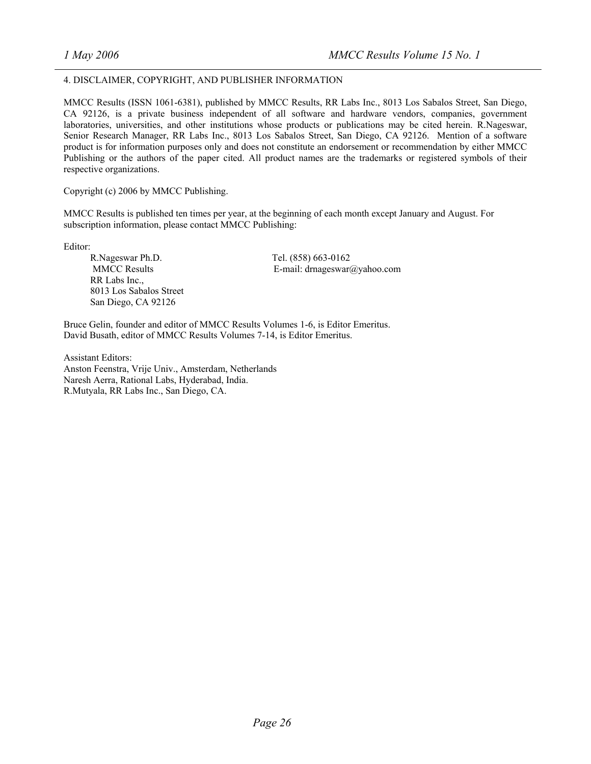## 4. DISCLAIMER, COPYRIGHT, AND PUBLISHER INFORMATION

MMCC Results (ISSN 1061-6381), published by MMCC Results, RR Labs Inc., 8013 Los Sabalos Street, San Diego, CA 92126, is a private business independent of all software and hardware vendors, companies, government laboratories, universities, and other institutions whose products or publications may be cited herein. R.Nageswar, Senior Research Manager, RR Labs Inc., 8013 Los Sabalos Street, San Diego, CA 92126. Mention of a software product is for information purposes only and does not constitute an endorsement or recommendation by either MMCC Publishing or the authors of the paper cited. All product names are the trademarks or registered symbols of their respective organizations.

Copyright (c) 2006 by MMCC Publishing.

MMCC Results is published ten times per year, at the beginning of each month except January and August. For subscription information, please contact MMCC Publishing:

Editor:

R.Nageswar Ph.D.
MMCC Results
RR Labs Inc.,
8013 Los Sabalos Street
San Diego, CA 92126

Tel. (858) 663-0162
E-mail: drnageswar@yahoo.com

Bruce Gelin, founder and editor of MMCC Results Volumes 1-6, is Editor Emeritus.
David Busath, editor of MMCC Results Volumes 7-14, is Editor Emeritus.

Assistant Editors:
Anston Feenstra, Vrije Univ., Amsterdam, Netherlands
Naresh Aerra, Rational Labs, Hyderabad, India.
R.Mutyala, RR Labs Inc., San Diego, CA.